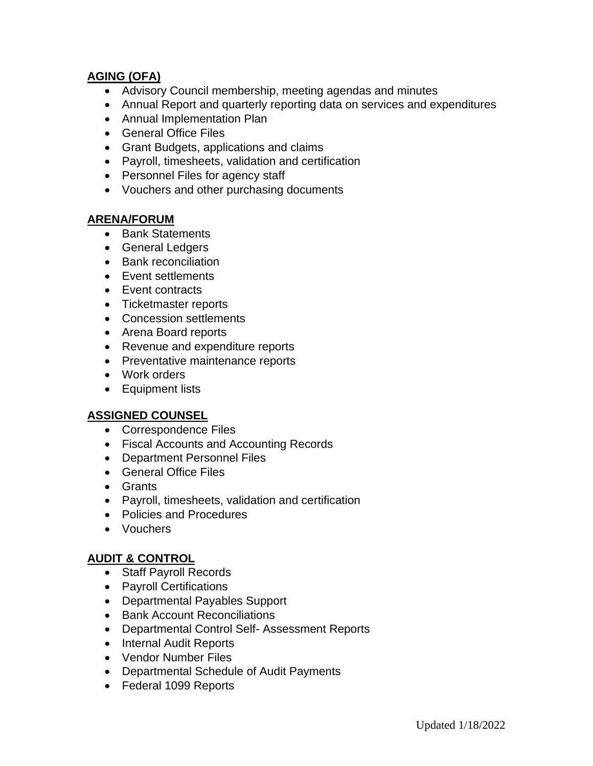**AGING (OFA)**

- Advisory Council membership, meeting agendas and minutes
- Annual Report and quarterly reporting data on services and expenditures
- Annual Implementation Plan
- General Office Files
- Grant Budgets, applications and claims
- Payroll, timesheets, validation and certification
- Personnel Files for agency staff
- Vouchers and other purchasing documents

**ARENA/FORUM**

- Bank Statements
- General Ledgers
- Bank reconciliation
- Event settlements
- Event contracts
- Ticketmaster reports
- Concession settlements
- Arena Board reports
- Revenue and expenditure reports
- Preventative maintenance reports
- Work orders
- Equipment lists

**ASSIGNED COUNSEL**

- Correspondence Files
- Fiscal Accounts and Accounting Records
- Department Personnel Files
- General Office Files
- Grants
- Payroll, timesheets, validation and certification
- Policies and Procedures
- Vouchers

**AUDIT & CONTROL**

- Staff Payroll Records
- Payroll Certifications
- Departmental Payables Support
- Bank Account Reconciliations
- Departmental Control Self- Assessment Reports
- Internal Audit Reports
- Vendor Number Files
- Departmental Schedule of Audit Payments
- Federal 1099 Reports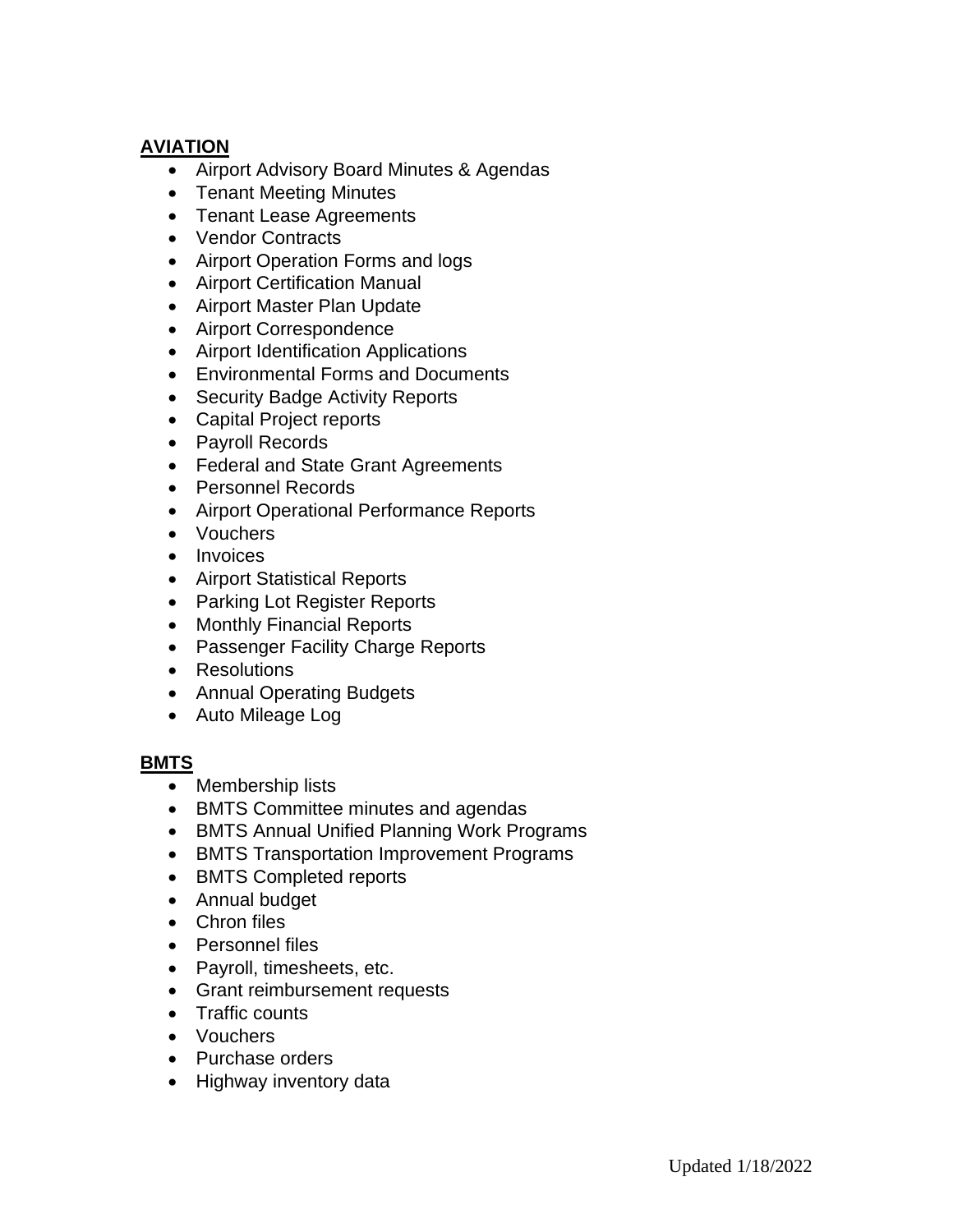## AVIATION

- Airport Advisory Board Minutes & Agendas
- Tenant Meeting Minutes
- Tenant Lease Agreements
- Vendor Contracts
- Airport Operation Forms and logs
- Airport Certification Manual
- Airport Master Plan Update
- Airport Correspondence
- Airport Identification Applications
- Environmental Forms and Documents
- Security Badge Activity Reports
- Capital Project reports
- Payroll Records
- Federal and State Grant Agreements
- Personnel Records
- Airport Operational Performance Reports
- Vouchers
- Invoices
- Airport Statistical Reports
- Parking Lot Register Reports
- Monthly Financial Reports
- Passenger Facility Charge Reports
- Resolutions
- Annual Operating Budgets
- Auto Mileage Log

## BMTS

- Membership lists
- BMTS Committee minutes and agendas
- BMTS Annual Unified Planning Work Programs
- BMTS Transportation Improvement Programs
- BMTS Completed reports
- Annual budget
- Chron files
- Personnel files
- Payroll, timesheets, etc.
- Grant reimbursement requests
- Traffic counts
- Vouchers
- Purchase orders
- Highway inventory data

Updated 1/18/2022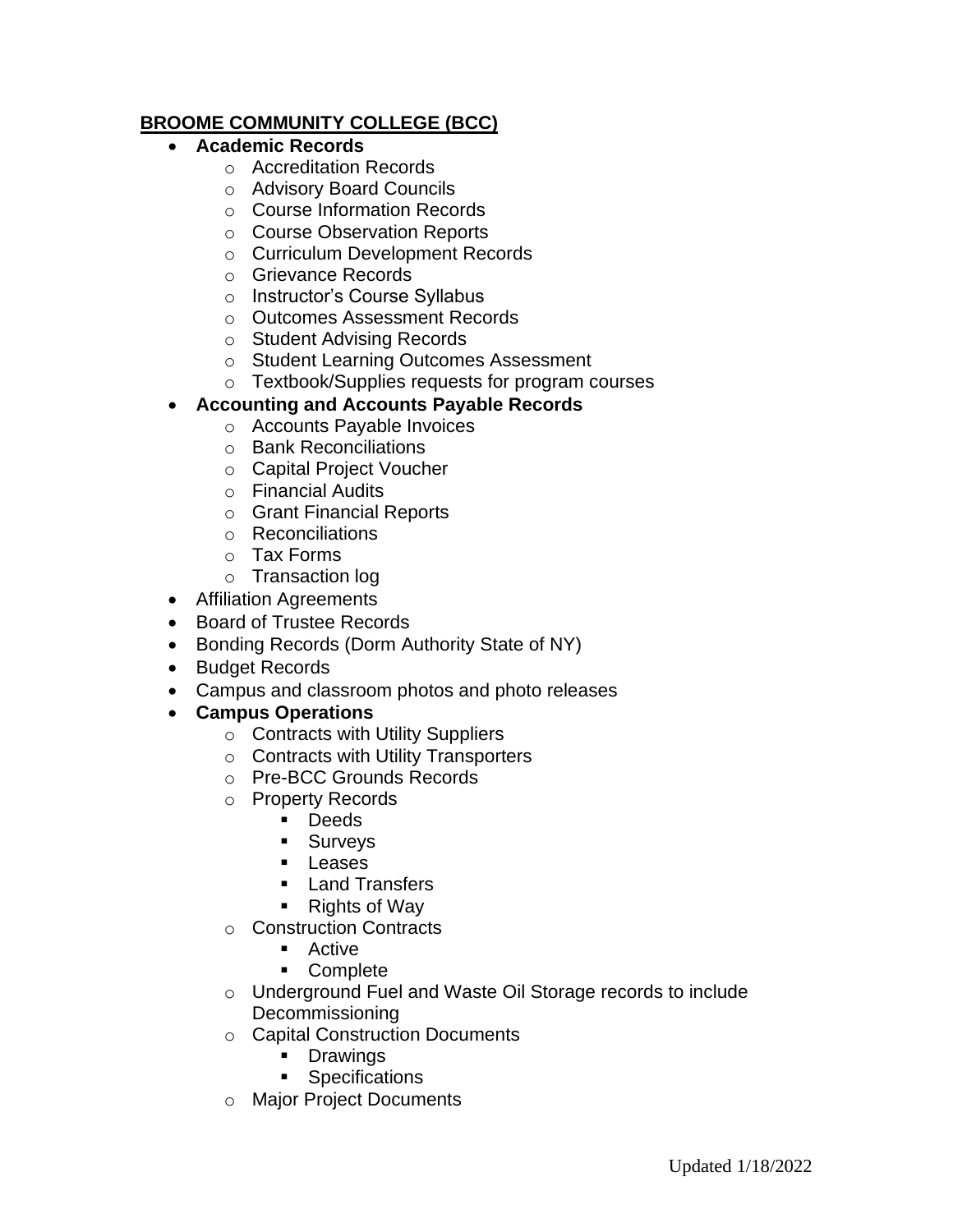**<u>BROOME COMMUNITY COLLEGE (BCC)</u>**

- **Academic Records**
  - Accreditation Records
  - Advisory Board Councils
  - Course Information Records
  - Course Observation Reports
  - Curriculum Development Records
  - Grievance Records
  - Instructor's Course Syllabus
  - Outcomes Assessment Records
  - Student Advising Records
  - Student Learning Outcomes Assessment
  - Textbook/Supplies requests for program courses
- **Accounting and Accounts Payable Records**
  - Accounts Payable Invoices
  - Bank Reconciliations
  - Capital Project Voucher
  - Financial Audits
  - Grant Financial Reports
  - Reconciliations
  - Tax Forms
  - Transaction log
- Affiliation Agreements
- Board of Trustee Records
- Bonding Records (Dorm Authority State of NY)
- Budget Records
- Campus and classroom photos and photo releases
- **Campus Operations**
  - Contracts with Utility Suppliers
  - Contracts with Utility Transporters
  - Pre-BCC Grounds Records
  - Property Records
    - Deeds
    - Surveys
    - Leases
    - Land Transfers
    - Rights of Way
  - Construction Contracts
    - Active
    - Complete
  - Underground Fuel and Waste Oil Storage records to include Decommissioning
  - Capital Construction Documents
    - Drawings
    - Specifications
  - Major Project Documents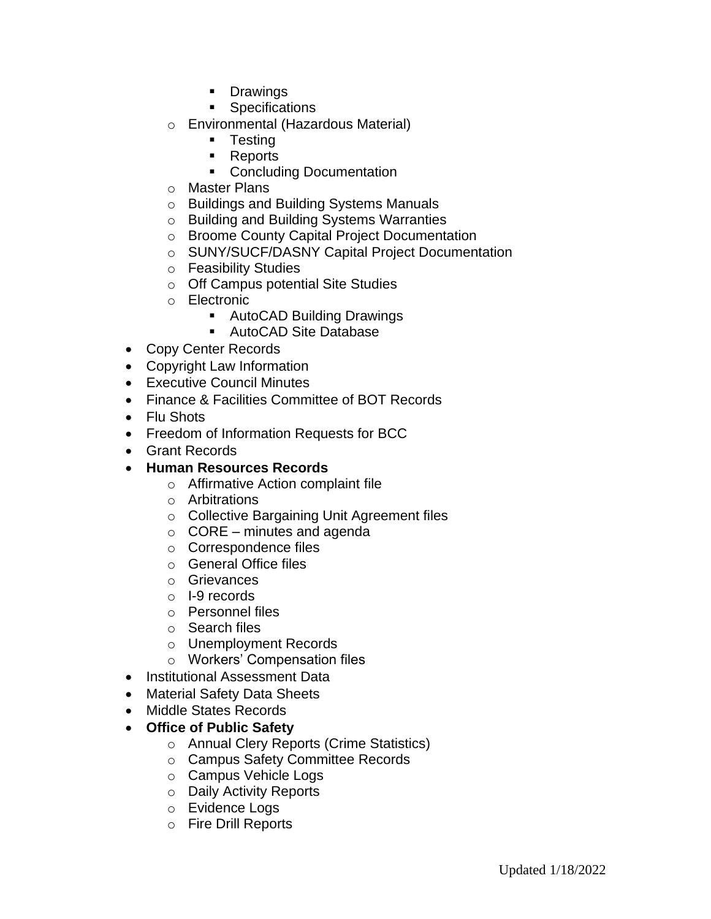- Drawings
        - Specifications
    - Environmental (Hazardous Material)
        - Testing
        - Reports
        - Concluding Documentation
    - Master Plans
    - Buildings and Building Systems Manuals
    - Building and Building Systems Warranties
    - Broome County Capital Project Documentation
    - SUNY/SUCF/DASNY Capital Project Documentation
    - Feasibility Studies
    - Off Campus potential Site Studies
    - Electronic
        - AutoCAD Building Drawings
        - AutoCAD Site Database
- Copy Center Records
- Copyright Law Information
- Executive Council Minutes
- Finance & Facilities Committee of BOT Records
- Flu Shots
- Freedom of Information Requests for BCC
- Grant Records
- **Human Resources Records**
    - Affirmative Action complaint file
    - Arbitrations
    - Collective Bargaining Unit Agreement files
    - CORE – minutes and agenda
    - Correspondence files
    - General Office files
    - Grievances
    - I-9 records
    - Personnel files
    - Search files
    - Unemployment Records
    - Workers' Compensation files
- Institutional Assessment Data
- Material Safety Data Sheets
- Middle States Records
- **Office of Public Safety**
    - Annual Clery Reports (Crime Statistics)
    - Campus Safety Committee Records
    - Campus Vehicle Logs
    - Daily Activity Reports
    - Evidence Logs
    - Fire Drill Reports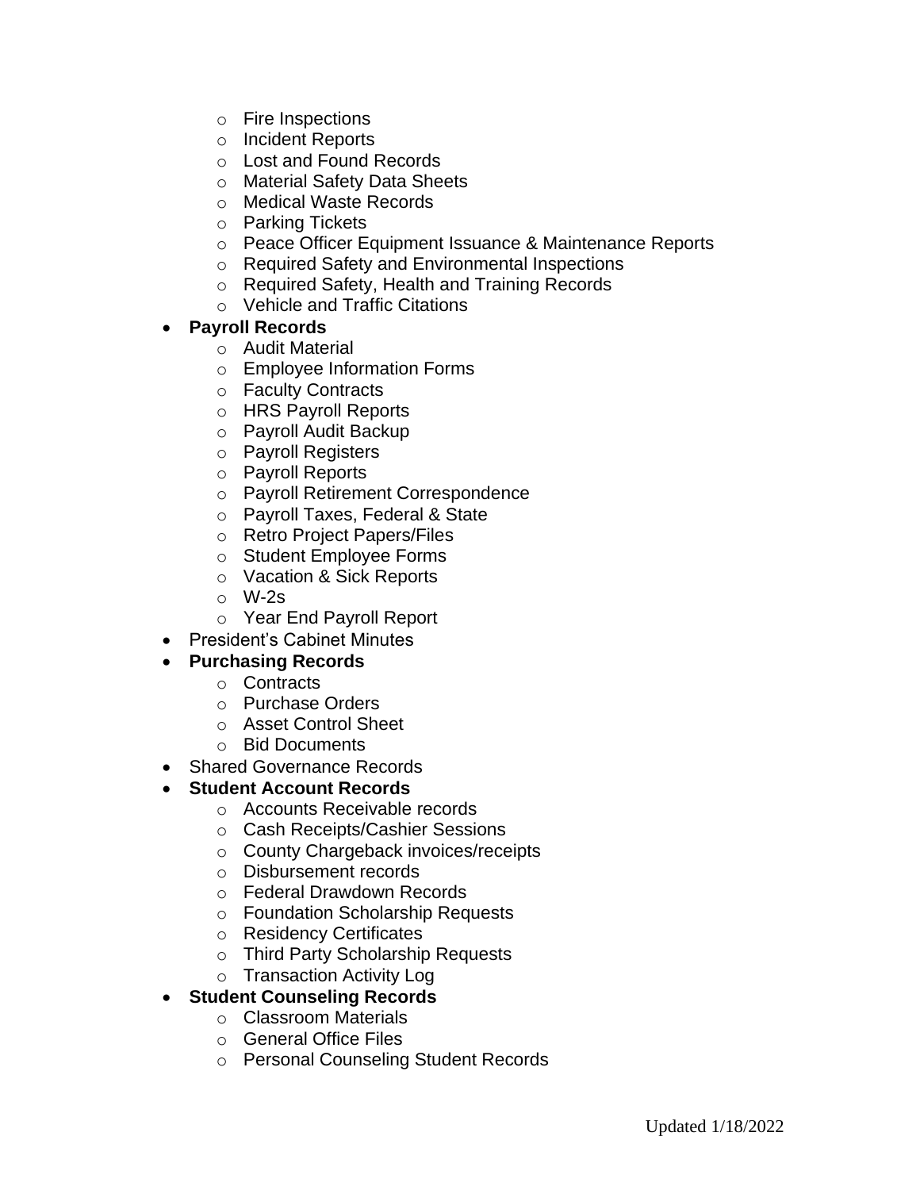- Fire Inspections
    - Incident Reports
    - Lost and Found Records
    - Material Safety Data Sheets
    - Medical Waste Records
    - Parking Tickets
    - Peace Officer Equipment Issuance & Maintenance Reports
    - Required Safety and Environmental Inspections
    - Required Safety, Health and Training Records
    - Vehicle and Traffic Citations
- **Payroll Records**
    - Audit Material
    - Employee Information Forms
    - Faculty Contracts
    - HRS Payroll Reports
    - Payroll Audit Backup
    - Payroll Registers
    - Payroll Reports
    - Payroll Retirement Correspondence
    - Payroll Taxes, Federal & State
    - Retro Project Papers/Files
    - Student Employee Forms
    - Vacation & Sick Reports
    - W-2s
    - Year End Payroll Report
- President's Cabinet Minutes
- **Purchasing Records**
    - Contracts
    - Purchase Orders
    - Asset Control Sheet
    - Bid Documents
- Shared Governance Records
- **Student Account Records**
    - Accounts Receivable records
    - Cash Receipts/Cashier Sessions
    - County Chargeback invoices/receipts
    - Disbursement records
    - Federal Drawdown Records
    - Foundation Scholarship Requests
    - Residency Certificates
    - Third Party Scholarship Requests
    - Transaction Activity Log
- **Student Counseling Records**
    - Classroom Materials
    - General Office Files
    - Personal Counseling Student Records

Updated 1/18/2022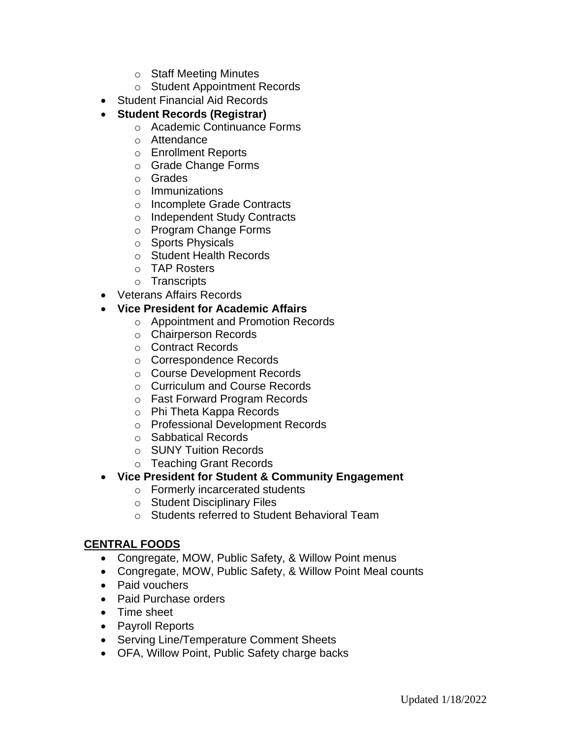- Staff Meeting Minutes
    - Student Appointment Records
- Student Financial Aid Records
- **Student Records (Registrar)**
    - Academic Continuance Forms
    - Attendance
    - Enrollment Reports
    - Grade Change Forms
    - Grades
    - Immunizations
    - Incomplete Grade Contracts
    - Independent Study Contracts
    - Program Change Forms
    - Sports Physicals
    - Student Health Records
    - TAP Rosters
    - Transcripts
- Veterans Affairs Records
- **Vice President for Academic Affairs**
    - Appointment and Promotion Records
    - Chairperson Records
    - Contract Records
    - Correspondence Records
    - Course Development Records
    - Curriculum and Course Records
    - Fast Forward Program Records
    - Phi Theta Kappa Records
    - Professional Development Records
    - Sabbatical Records
    - SUNY Tuition Records
    - Teaching Grant Records
- **Vice President for Student & Community Engagement**
    - Formerly incarcerated students
    - Student Disciplinary Files
    - Students referred to Student Behavioral Team

## CENTRAL FOODS

- Congregate, MOW, Public Safety, & Willow Point menus
- Congregate, MOW, Public Safety, & Willow Point Meal counts
- Paid vouchers
- Paid Purchase orders
- Time sheet
- Payroll Reports
- Serving Line/Temperature Comment Sheets
- OFA, Willow Point, Public Safety charge backs

Updated 1/18/2022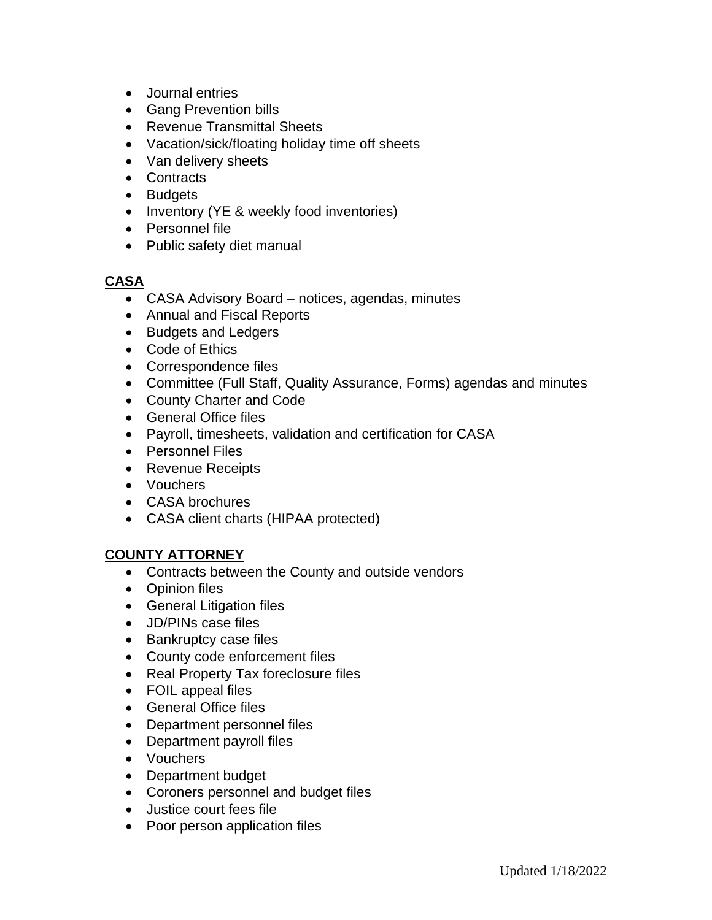- Journal entries
- Gang Prevention bills
- Revenue Transmittal Sheets
- Vacation/sick/floating holiday time off sheets
- Van delivery sheets
- Contracts
- Budgets
- Inventory (YE & weekly food inventories)
- Personnel file
- Public safety diet manual

## CASA

- CASA Advisory Board – notices, agendas, minutes
- Annual and Fiscal Reports
- Budgets and Ledgers
- Code of Ethics
- Correspondence files
- Committee (Full Staff, Quality Assurance, Forms) agendas and minutes
- County Charter and Code
- General Office files
- Payroll, timesheets, validation and certification for CASA
- Personnel Files
- Revenue Receipts
- Vouchers
- CASA brochures
- CASA client charts (HIPAA protected)

## COUNTY ATTORNEY

- Contracts between the County and outside vendors
- Opinion files
- General Litigation files
- JD/PINs case files
- Bankruptcy case files
- County code enforcement files
- Real Property Tax foreclosure files
- FOIL appeal files
- General Office files
- Department personnel files
- Department payroll files
- Vouchers
- Department budget
- Coroners personnel and budget files
- Justice court fees file
- Poor person application files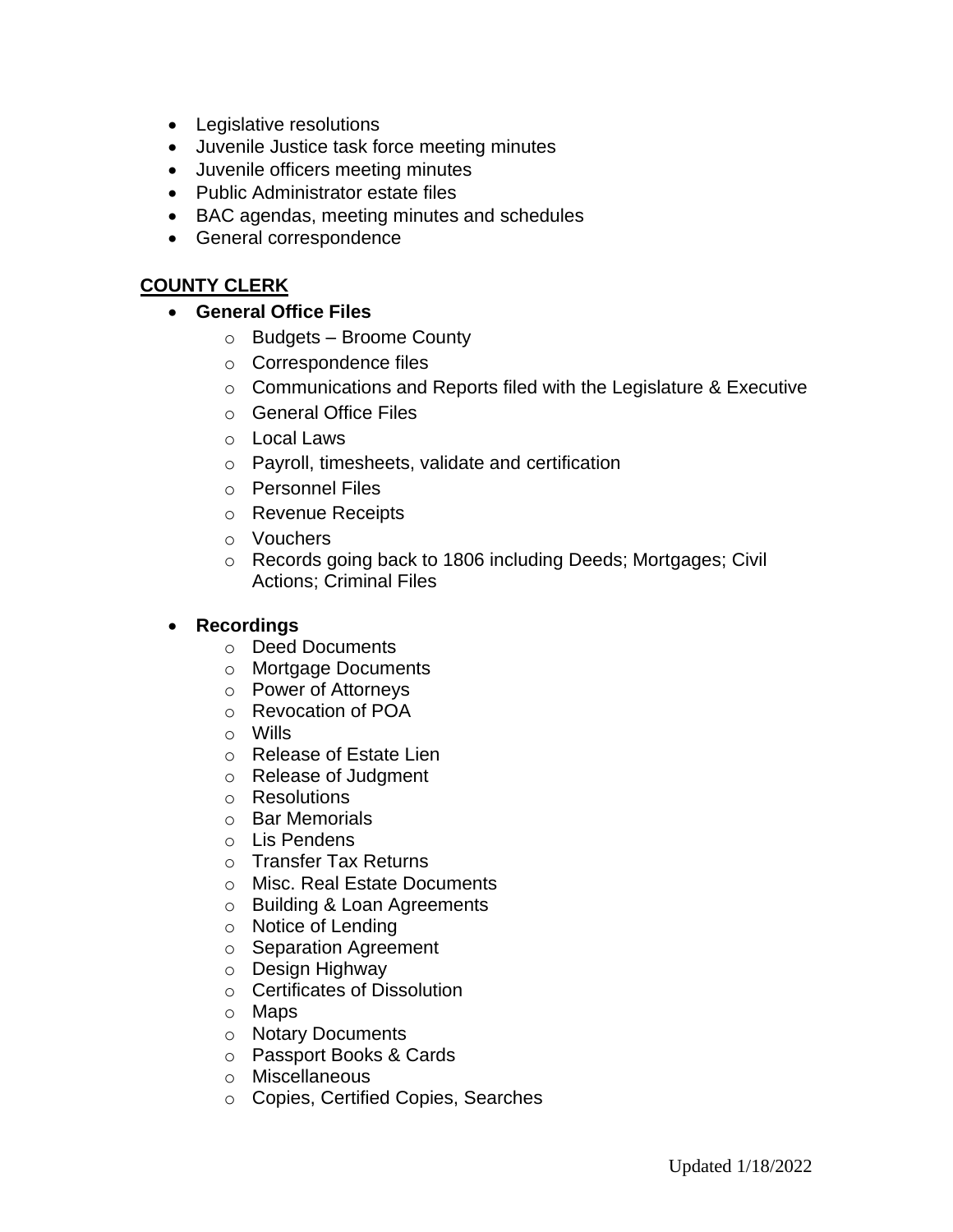- Legislative resolutions
- Juvenile Justice task force meeting minutes
- Juvenile officers meeting minutes
- Public Administrator estate files
- BAC agendas, meeting minutes and schedules
- General correspondence

## COUNTY CLERK

- **General Office Files**
    - Budgets – Broome County
    - Correspondence files
    - Communications and Reports filed with the Legislature & Executive
    - General Office Files
    - Local Laws
    - Payroll, timesheets, validate and certification
    - Personnel Files
    - Revenue Receipts
    - Vouchers
    - Records going back to 1806 including Deeds; Mortgages; Civil Actions; Criminal Files

- **Recordings**
    - Deed Documents
    - Mortgage Documents
    - Power of Attorneys
    - Revocation of POA
    - Wills
    - Release of Estate Lien
    - Release of Judgment
    - Resolutions
    - Bar Memorials
    - Lis Pendens
    - Transfer Tax Returns
    - Misc. Real Estate Documents
    - Building & Loan Agreements
    - Notice of Lending
    - Separation Agreement
    - Design Highway
    - Certificates of Dissolution
    - Maps
    - Notary Documents
    - Passport Books & Cards
    - Miscellaneous
    - Copies, Certified Copies, Searches

Updated 1/18/2022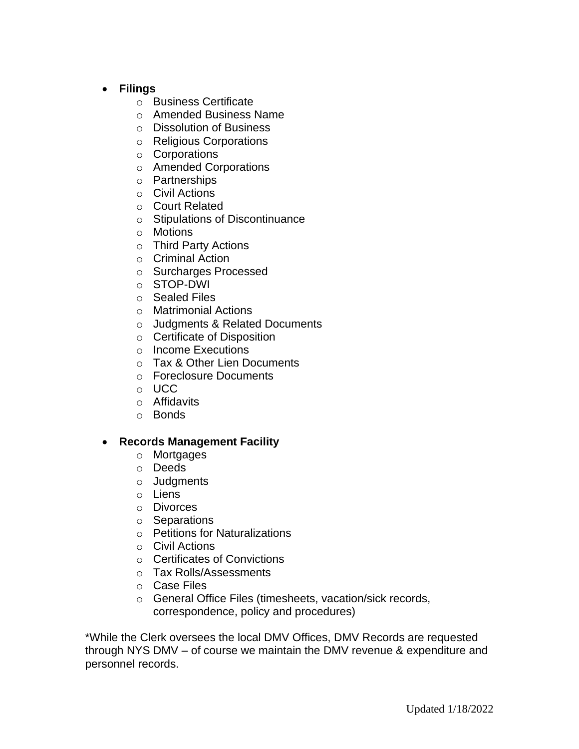- **Filings**
  - Business Certificate
  - Amended Business Name
  - Dissolution of Business
  - Religious Corporations
  - Corporations
  - Amended Corporations
  - Partnerships
  - Civil Actions
  - Court Related
  - Stipulations of Discontinuance
  - Motions
  - Third Party Actions
  - Criminal Action
  - Surcharges Processed
  - STOP-DWI
  - Sealed Files
  - Matrimonial Actions
  - Judgments & Related Documents
  - Certificate of Disposition
  - Income Executions
  - Tax & Other Lien Documents
  - Foreclosure Documents
  - UCC
  - Affidavits
  - Bonds

- **Records Management Facility**
  - Mortgages
  - Deeds
  - Judgments
  - Liens
  - Divorces
  - Separations
  - Petitions for Naturalizations
  - Civil Actions
  - Certificates of Convictions
  - Tax Rolls/Assessments
  - Case Files
  - General Office Files (timesheets, vacation/sick records, correspondence, policy and procedures)

*While the Clerk oversees the local DMV Offices, DMV Records are requested through NYS DMV – of course we maintain the DMV revenue & expenditure and personnel records.

Updated 1/18/2022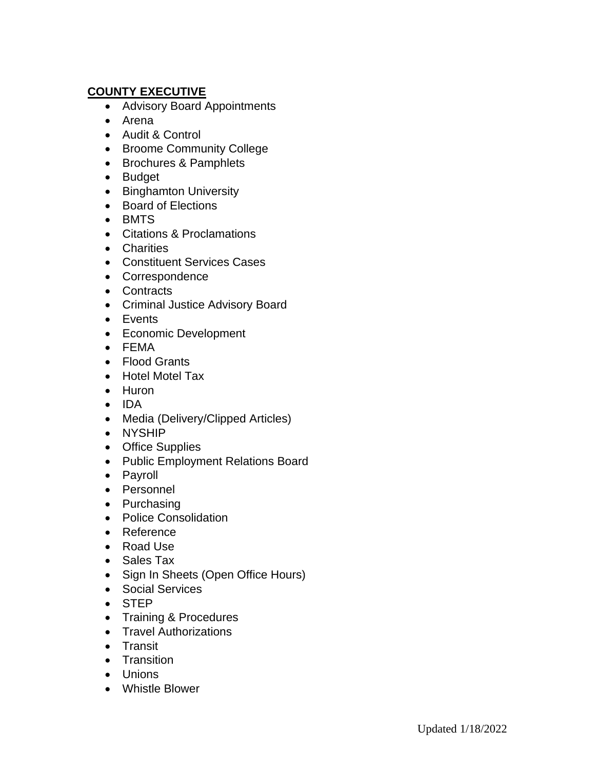**COUNTY EXECUTIVE**

- Advisory Board Appointments
- Arena
- Audit & Control
- Broome Community College
- Brochures & Pamphlets
- Budget
- Binghamton University
- Board of Elections
- BMTS
- Citations & Proclamations
- Charities
- Constituent Services Cases
- Correspondence
- Contracts
- Criminal Justice Advisory Board
- Events
- Economic Development
- FEMA
- Flood Grants
- Hotel Motel Tax
- Huron
- IDA
- Media (Delivery/Clipped Articles)
- NYSHIP
- Office Supplies
- Public Employment Relations Board
- Payroll
- Personnel
- Purchasing
- Police Consolidation
- Reference
- Road Use
- Sales Tax
- Sign In Sheets (Open Office Hours)
- Social Services
- STEP
- Training & Procedures
- Travel Authorizations
- Transit
- Transition
- Unions
- Whistle Blower

Updated 1/18/2022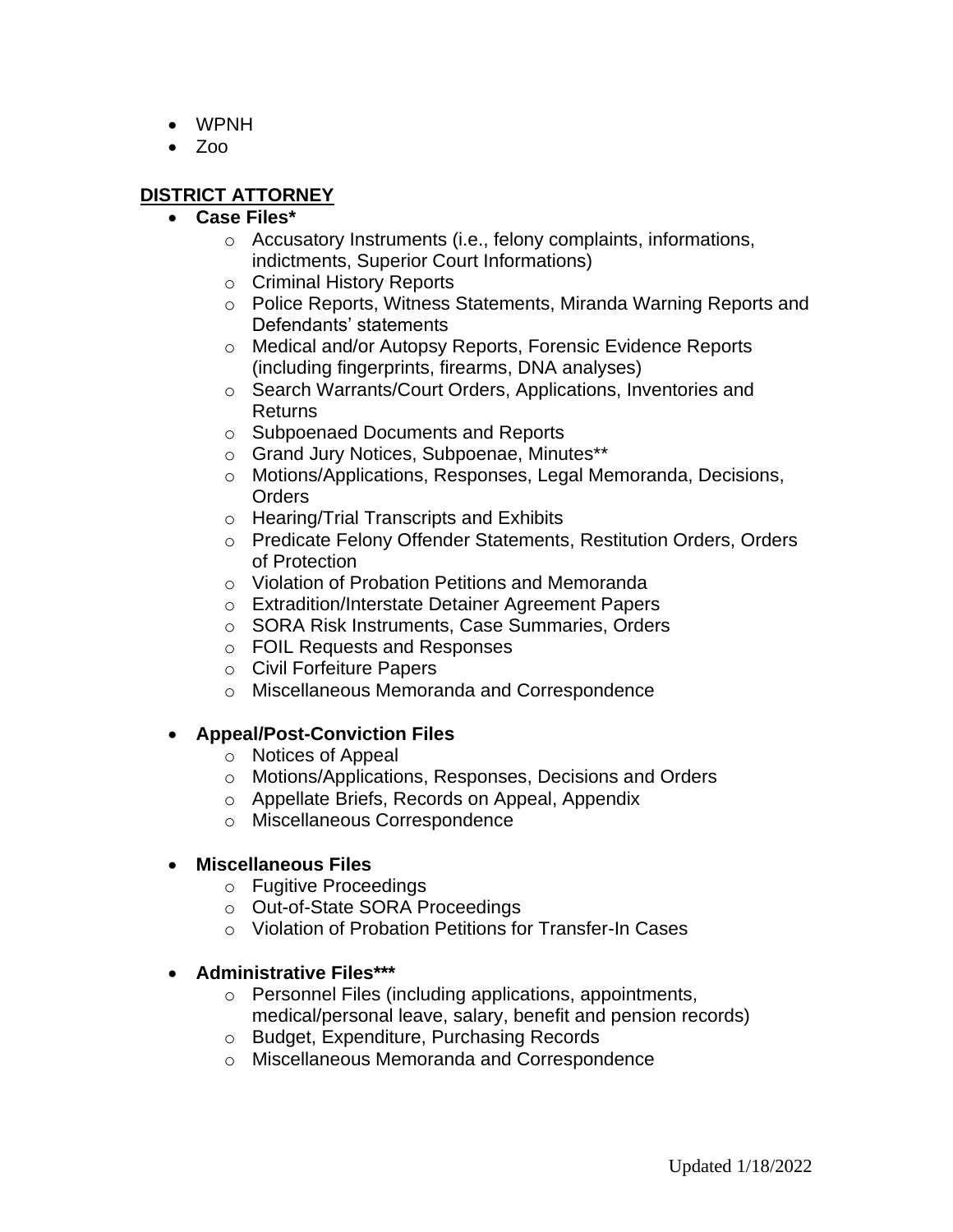- WPNH
- Zoo

**DISTRICT ATTORNEY**

- **Case Files***
    - Accusatory Instruments (i.e., felony complaints, informations, indictments, Superior Court Informations)
    - Criminal History Reports
    - Police Reports, Witness Statements, Miranda Warning Reports and Defendants' statements
    - Medical and/or Autopsy Reports, Forensic Evidence Reports (including fingerprints, firearms, DNA analyses)
    - Search Warrants/Court Orders, Applications, Inventories and Returns
    - Subpoenaed Documents and Reports
    - Grand Jury Notices, Subpoenae, Minutes**
    - Motions/Applications, Responses, Legal Memoranda, Decisions, Orders
    - Hearing/Trial Transcripts and Exhibits
    - Predicate Felony Offender Statements, Restitution Orders, Orders of Protection
    - Violation of Probation Petitions and Memoranda
    - Extradition/Interstate Detainer Agreement Papers
    - SORA Risk Instruments, Case Summaries, Orders
    - FOIL Requests and Responses
    - Civil Forfeiture Papers
    - Miscellaneous Memoranda and Correspondence

- **Appeal/Post-Conviction Files**
    - Notices of Appeal
    - Motions/Applications, Responses, Decisions and Orders
    - Appellate Briefs, Records on Appeal, Appendix
    - Miscellaneous Correspondence

- **Miscellaneous Files**
    - Fugitive Proceedings
    - Out-of-State SORA Proceedings
    - Violation of Probation Petitions for Transfer-In Cases

- **Administrative Files*****
    - Personnel Files (including applications, appointments, medical/personal leave, salary, benefit and pension records)
    - Budget, Expenditure, Purchasing Records
    - Miscellaneous Memoranda and Correspondence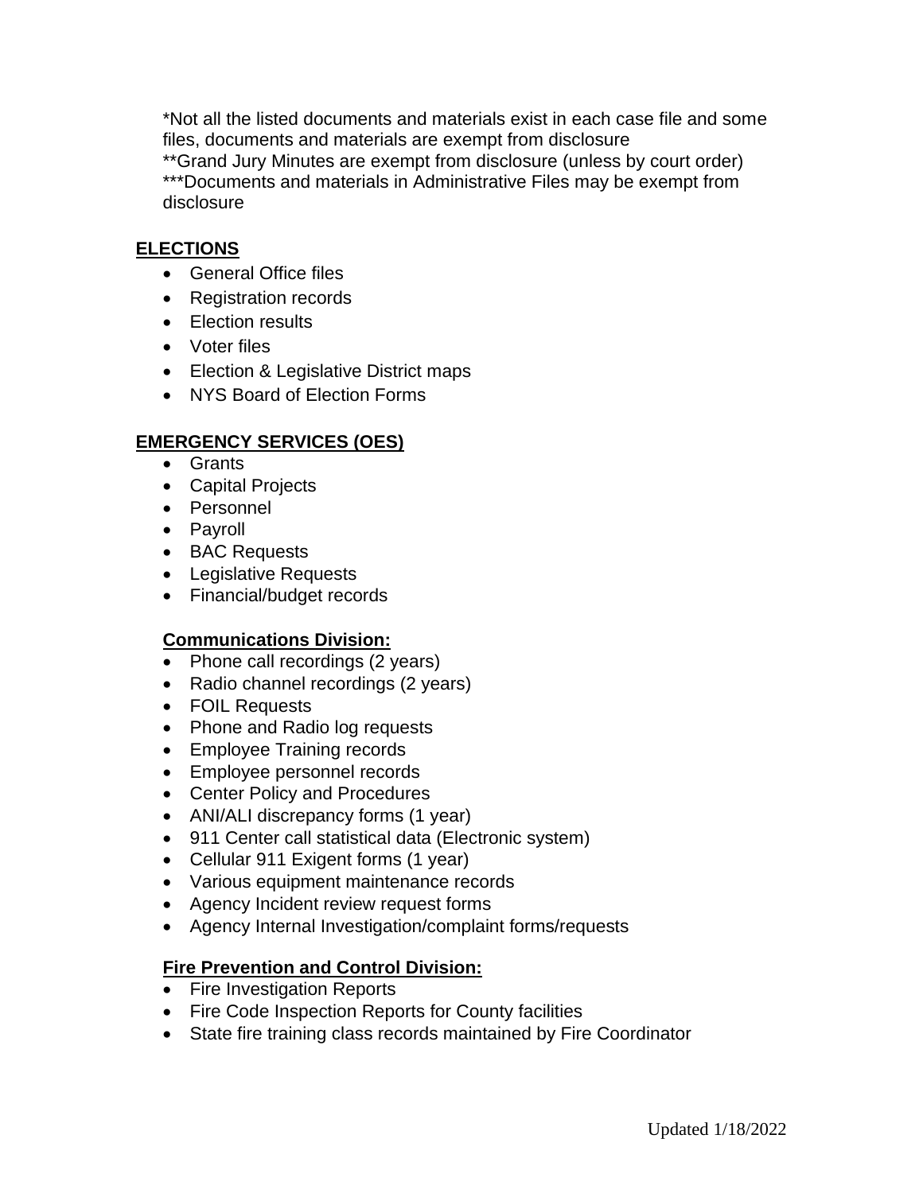*Not all the listed documents and materials exist in each case file and some files, documents and materials are exempt from disclosure
**Grand Jury Minutes are exempt from disclosure (unless by court order)
***Documents and materials in Administrative Files may be exempt from disclosure

## ELECTIONS

- General Office files
- Registration records
- Election results
- Voter files
- Election & Legislative District maps
- NYS Board of Election Forms

## EMERGENCY SERVICES (OES)

- Grants
- Capital Projects
- Personnel
- Payroll
- BAC Requests
- Legislative Requests
- Financial/budget records

### Communications Division:

- Phone call recordings (2 years)
- Radio channel recordings (2 years)
- FOIL Requests
- Phone and Radio log requests
- Employee Training records
- Employee personnel records
- Center Policy and Procedures
- ANI/ALI discrepancy forms (1 year)
- 911 Center call statistical data (Electronic system)
- Cellular 911 Exigent forms (1 year)
- Various equipment maintenance records
- Agency Incident review request forms
- Agency Internal Investigation/complaint forms/requests

### Fire Prevention and Control Division:

- Fire Investigation Reports
- Fire Code Inspection Reports for County facilities
- State fire training class records maintained by Fire Coordinator

Updated 1/18/2022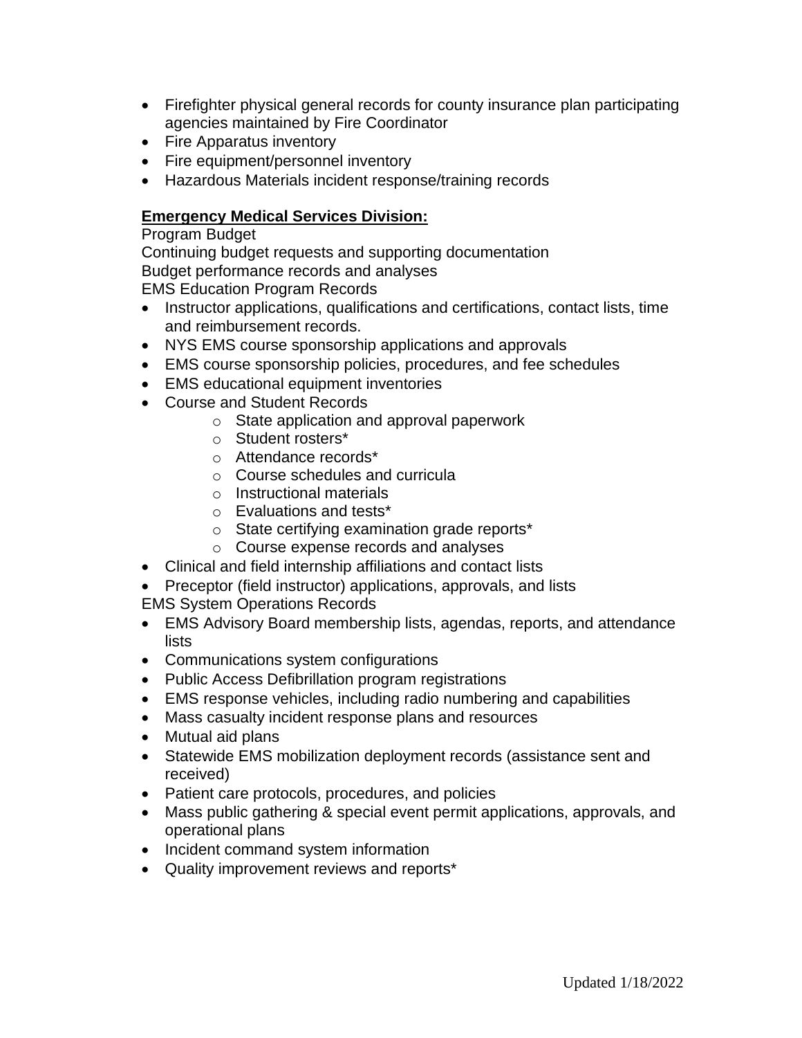- Firefighter physical general records for county insurance plan participating agencies maintained by Fire Coordinator
- Fire Apparatus inventory
- Fire equipment/personnel inventory
- Hazardous Materials incident response/training records

**Emergency Medical Services Division:**

Program Budget

Continuing budget requests and supporting documentation

Budget performance records and analyses

EMS Education Program Records

- Instructor applications, qualifications and certifications, contact lists, time and reimbursement records.
- NYS EMS course sponsorship applications and approvals
- EMS course sponsorship policies, procedures, and fee schedules
- EMS educational equipment inventories
- Course and Student Records
    - State application and approval paperwork
    - Student rosters*
    - Attendance records*
    - Course schedules and curricula
    - Instructional materials
    - Evaluations and tests*
    - State certifying examination grade reports*
    - Course expense records and analyses
- Clinical and field internship affiliations and contact lists
- Preceptor (field instructor) applications, approvals, and lists

EMS System Operations Records

- EMS Advisory Board membership lists, agendas, reports, and attendance lists
- Communications system configurations
- Public Access Defibrillation program registrations
- EMS response vehicles, including radio numbering and capabilities
- Mass casualty incident response plans and resources
- Mutual aid plans
- Statewide EMS mobilization deployment records (assistance sent and received)
- Patient care protocols, procedures, and policies
- Mass public gathering & special event permit applications, approvals, and operational plans
- Incident command system information
- Quality improvement reviews and reports*

Updated 1/18/2022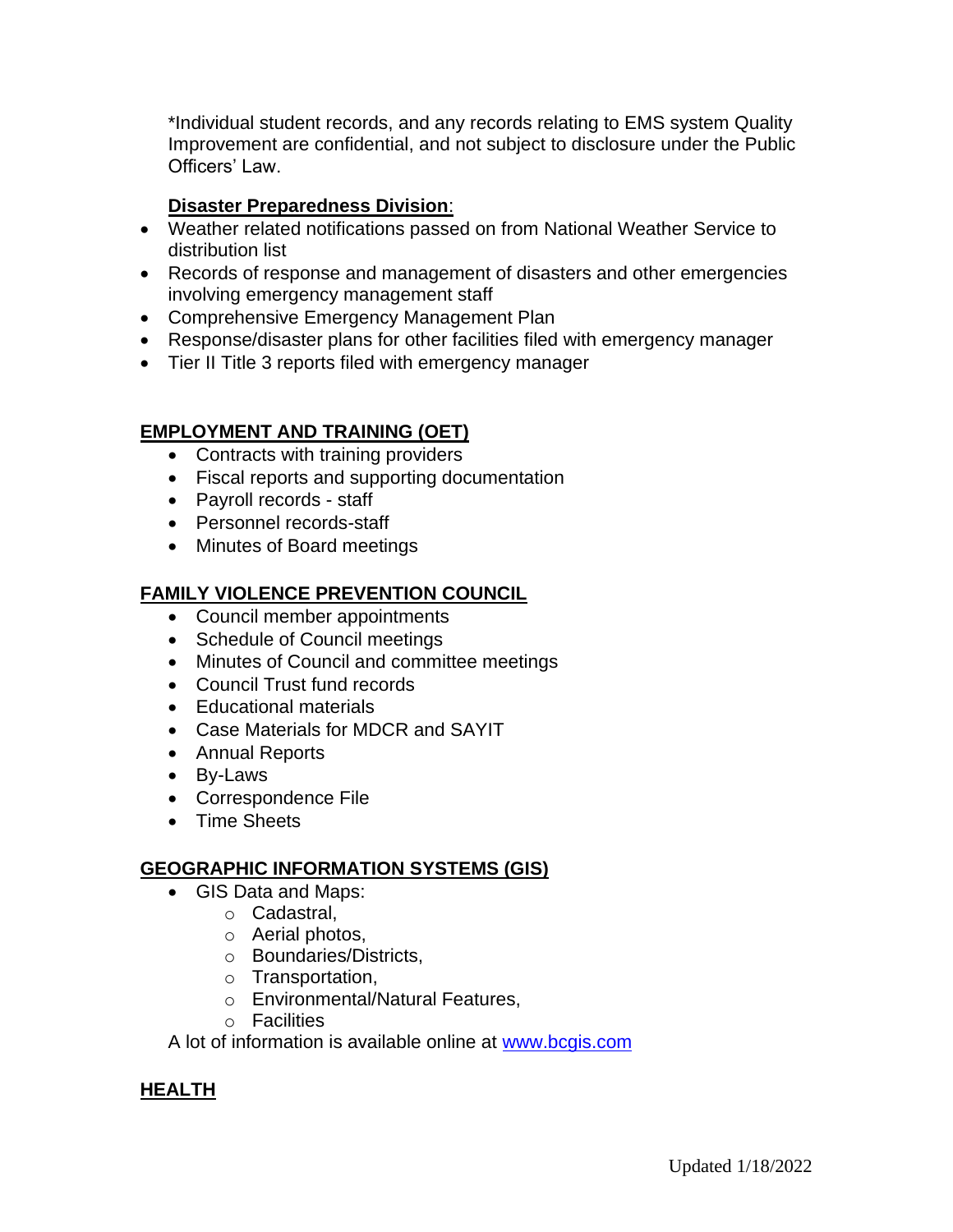*Individual student records, and any records relating to EMS system Quality Improvement are confidential, and not subject to disclosure under the Public Officers' Law.

**Disaster Preparedness Division**:

- Weather related notifications passed on from National Weather Service to distribution list
- Records of response and management of disasters and other emergencies involving emergency management staff
- Comprehensive Emergency Management Plan
- Response/disaster plans for other facilities filed with emergency manager
- Tier II Title 3 reports filed with emergency manager

## EMPLOYMENT AND TRAINING (OET)

- Contracts with training providers
- Fiscal reports and supporting documentation
- Payroll records - staff
- Personnel records-staff
- Minutes of Board meetings

## FAMILY VIOLENCE PREVENTION COUNCIL

- Council member appointments
- Schedule of Council meetings
- Minutes of Council and committee meetings
- Council Trust fund records
- Educational materials
- Case Materials for MDCR and SAYIT
- Annual Reports
- By-Laws
- Correspondence File
- Time Sheets

## GEOGRAPHIC INFORMATION SYSTEMS (GIS)

- GIS Data and Maps:
  - Cadastral,
  - Aerial photos,
  - Boundaries/Districts,
  - Transportation,
  - Environmental/Natural Features,
  - Facilities

A lot of information is available online at [www.bcgis.com](http://www.bcgis.com)

## HEALTH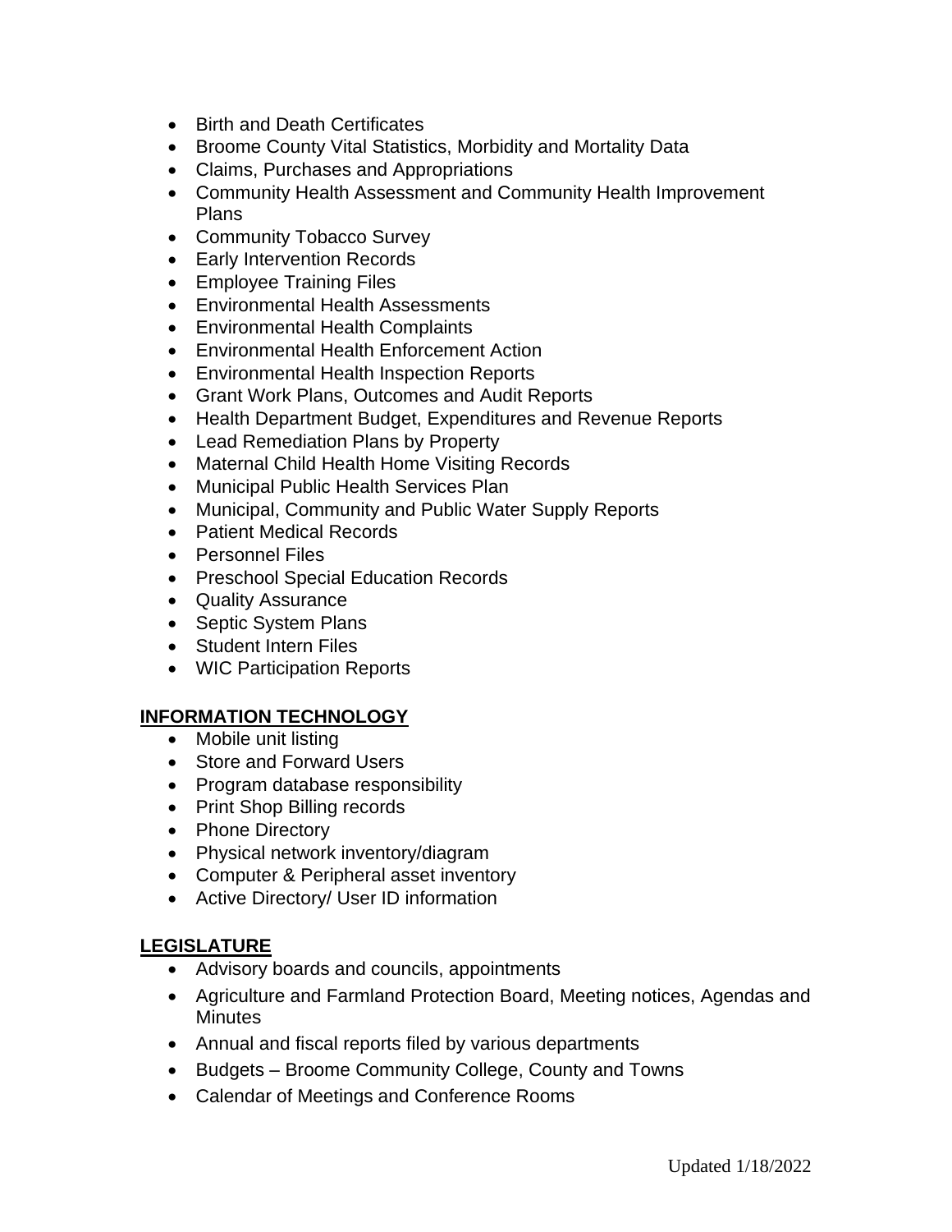- Birth and Death Certificates
- Broome County Vital Statistics, Morbidity and Mortality Data
- Claims, Purchases and Appropriations
- Community Health Assessment and Community Health Improvement Plans
- Community Tobacco Survey
- Early Intervention Records
- Employee Training Files
- Environmental Health Assessments
- Environmental Health Complaints
- Environmental Health Enforcement Action
- Environmental Health Inspection Reports
- Grant Work Plans, Outcomes and Audit Reports
- Health Department Budget, Expenditures and Revenue Reports
- Lead Remediation Plans by Property
- Maternal Child Health Home Visiting Records
- Municipal Public Health Services Plan
- Municipal, Community and Public Water Supply Reports
- Patient Medical Records
- Personnel Files
- Preschool Special Education Records
- Quality Assurance
- Septic System Plans
- Student Intern Files
- WIC Participation Reports

## INFORMATION TECHNOLOGY

- Mobile unit listing
- Store and Forward Users
- Program database responsibility
- Print Shop Billing records
- Phone Directory
- Physical network inventory/diagram
- Computer & Peripheral asset inventory
- Active Directory/ User ID information

## LEGISLATURE

- Advisory boards and councils, appointments
- Agriculture and Farmland Protection Board, Meeting notices, Agendas and Minutes
- Annual and fiscal reports filed by various departments
- Budgets – Broome Community College, County and Towns
- Calendar of Meetings and Conference Rooms

Updated 1/18/2022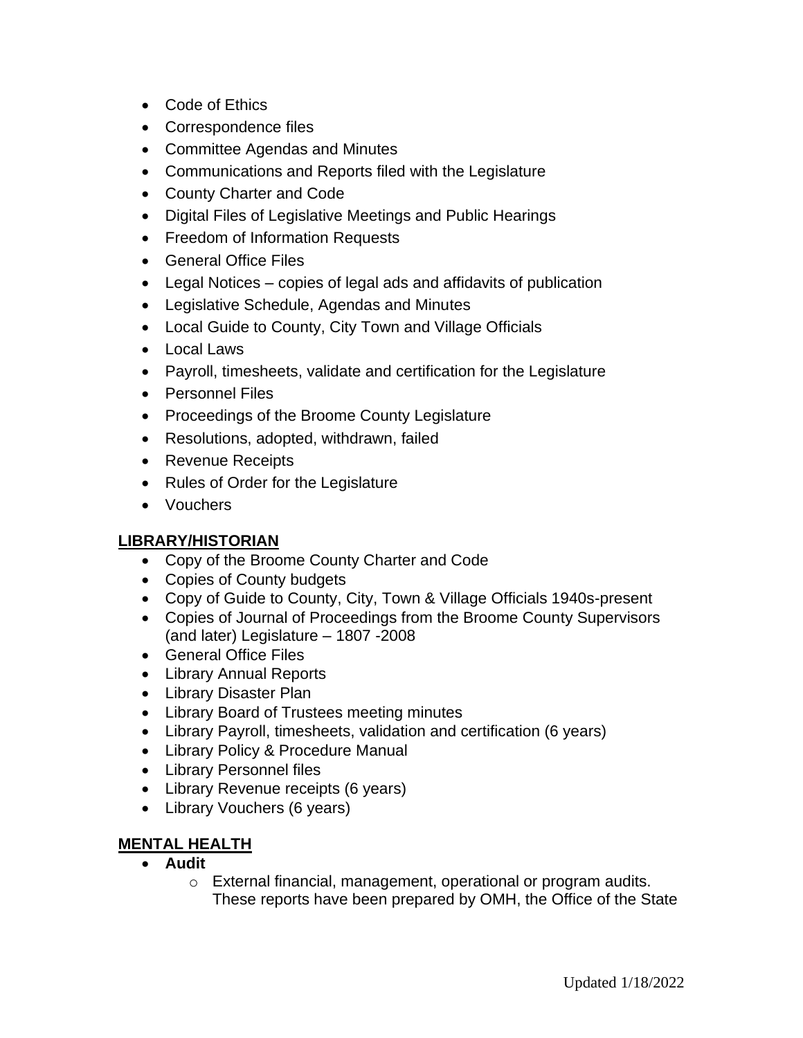- Code of Ethics
- Correspondence files
- Committee Agendas and Minutes
- Communications and Reports filed with the Legislature
- County Charter and Code
- Digital Files of Legislative Meetings and Public Hearings
- Freedom of Information Requests
- General Office Files
- Legal Notices – copies of legal ads and affidavits of publication
- Legislative Schedule, Agendas and Minutes
- Local Guide to County, City Town and Village Officials
- Local Laws
- Payroll, timesheets, validate and certification for the Legislature
- Personnel Files
- Proceedings of the Broome County Legislature
- Resolutions, adopted, withdrawn, failed
- Revenue Receipts
- Rules of Order for the Legislature
- Vouchers

## LIBRARY/HISTORIAN

- Copy of the Broome County Charter and Code
- Copies of County budgets
- Copy of Guide to County, City, Town & Village Officials 1940s-present
- Copies of Journal of Proceedings from the Broome County Supervisors (and later) Legislature – 1807 -2008
- General Office Files
- Library Annual Reports
- Library Disaster Plan
- Library Board of Trustees meeting minutes
- Library Payroll, timesheets, validation and certification (6 years)
- Library Policy & Procedure Manual
- Library Personnel files
- Library Revenue receipts (6 years)
- Library Vouchers (6 years)

## MENTAL HEALTH

- **Audit**
  - External financial, management, operational or program audits. These reports have been prepared by OMH, the Office of the State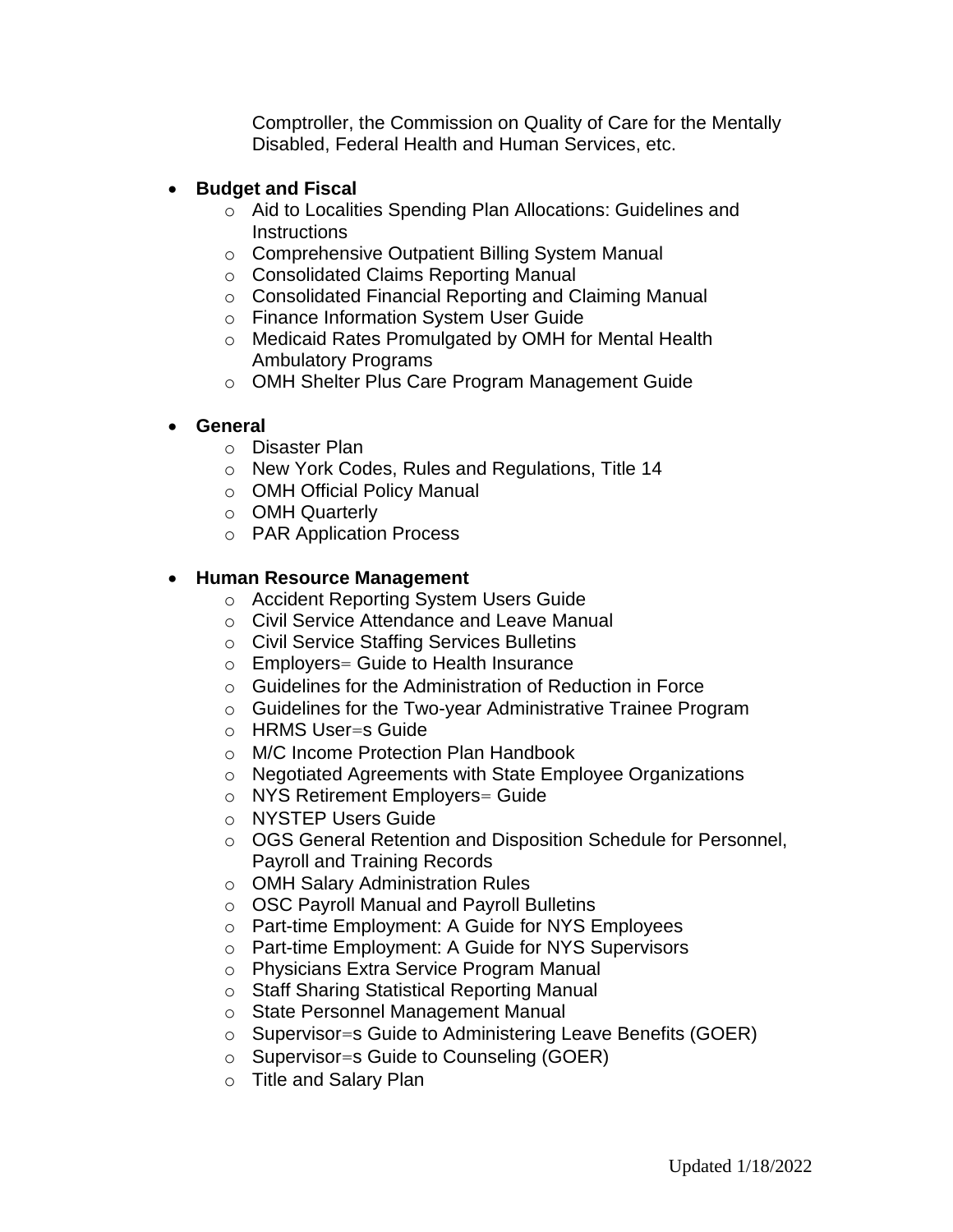Comptroller, the Commission on Quality of Care for the Mentally Disabled, Federal Health and Human Services, etc.

- **Budget and Fiscal**
  - Aid to Localities Spending Plan Allocations: Guidelines and Instructions
  - Comprehensive Outpatient Billing System Manual
  - Consolidated Claims Reporting Manual
  - Consolidated Financial Reporting and Claiming Manual
  - Finance Information System User Guide
  - Medicaid Rates Promulgated by OMH for Mental Health Ambulatory Programs
  - OMH Shelter Plus Care Program Management Guide

- **General**
  - Disaster Plan
  - New York Codes, Rules and Regulations, Title 14
  - OMH Official Policy Manual
  - OMH Quarterly
  - PAR Application Process

- **Human Resource Management**
  - Accident Reporting System Users Guide
  - Civil Service Attendance and Leave Manual
  - Civil Service Staffing Services Bulletins
  - Employers= Guide to Health Insurance
  - Guidelines for the Administration of Reduction in Force
  - Guidelines for the Two-year Administrative Trainee Program
  - HRMS User=s Guide
  - M/C Income Protection Plan Handbook
  - Negotiated Agreements with State Employee Organizations
  - NYS Retirement Employers= Guide
  - NYSTEP Users Guide
  - OGS General Retention and Disposition Schedule for Personnel, Payroll and Training Records
  - OMH Salary Administration Rules
  - OSC Payroll Manual and Payroll Bulletins
  - Part-time Employment: A Guide for NYS Employees
  - Part-time Employment: A Guide for NYS Supervisors
  - Physicians Extra Service Program Manual
  - Staff Sharing Statistical Reporting Manual
  - State Personnel Management Manual
  - Supervisor=s Guide to Administering Leave Benefits (GOER)
  - Supervisor=s Guide to Counseling (GOER)
  - Title and Salary Plan

Updated 1/18/2022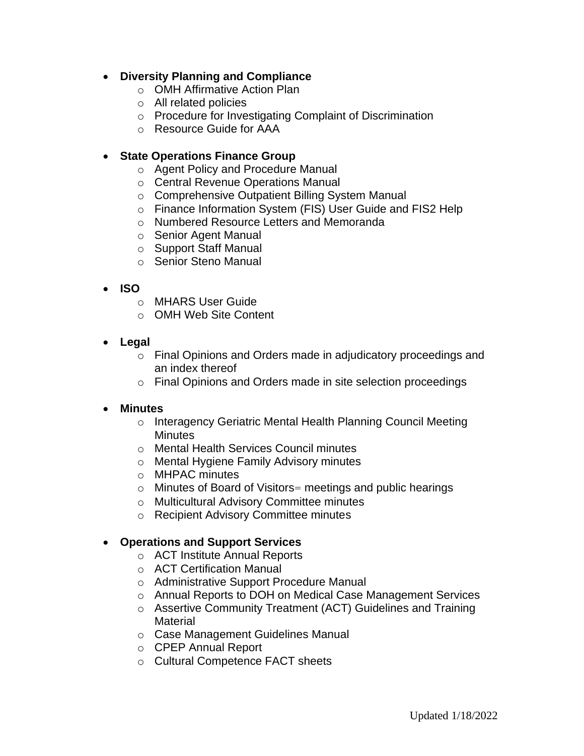- **Diversity Planning and Compliance**
    - OMH Affirmative Action Plan
    - All related policies
    - Procedure for Investigating Complaint of Discrimination
    - Resource Guide for AAA

- **State Operations Finance Group**
    - Agent Policy and Procedure Manual
    - Central Revenue Operations Manual
    - Comprehensive Outpatient Billing System Manual
    - Finance Information System (FIS) User Guide and FIS2 Help
    - Numbered Resource Letters and Memoranda
    - Senior Agent Manual
    - Support Staff Manual
    - Senior Steno Manual

- **ISO**
    - MHARS User Guide
    - OMH Web Site Content

- **Legal**
    - Final Opinions and Orders made in adjudicatory proceedings and an index thereof
    - Final Opinions and Orders made in site selection proceedings

- **Minutes**
    - Interagency Geriatric Mental Health Planning Council Meeting Minutes
    - Mental Health Services Council minutes
    - Mental Hygiene Family Advisory minutes
    - MHPAC minutes
    - Minutes of Board of Visitors= meetings and public hearings
    - Multicultural Advisory Committee minutes
    - Recipient Advisory Committee minutes

- **Operations and Support Services**
    - ACT Institute Annual Reports
    - ACT Certification Manual
    - Administrative Support Procedure Manual
    - Annual Reports to DOH on Medical Case Management Services
    - Assertive Community Treatment (ACT) Guidelines and Training Material
    - Case Management Guidelines Manual
    - CPEP Annual Report
    - Cultural Competence FACT sheets

Updated 1/18/2022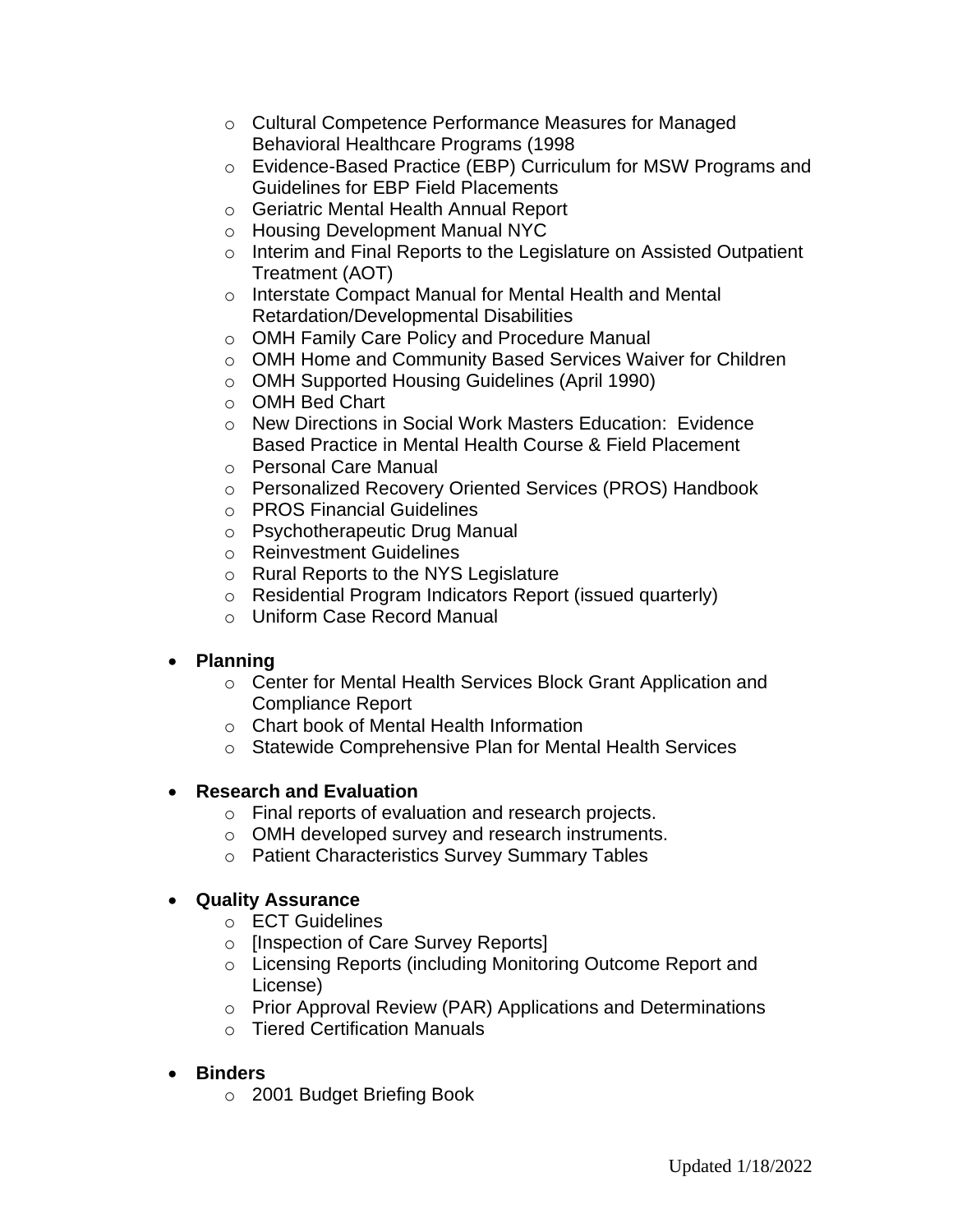- Cultural Competence Performance Measures for Managed Behavioral Healthcare Programs (1998
  - Evidence-Based Practice (EBP) Curriculum for MSW Programs and Guidelines for EBP Field Placements
  - Geriatric Mental Health Annual Report
  - Housing Development Manual NYC
  - Interim and Final Reports to the Legislature on Assisted Outpatient Treatment (AOT)
  - Interstate Compact Manual for Mental Health and Mental Retardation/Developmental Disabilities
  - OMH Family Care Policy and Procedure Manual
  - OMH Home and Community Based Services Waiver for Children
  - OMH Supported Housing Guidelines (April 1990)
  - OMH Bed Chart
  - New Directions in Social Work Masters Education: Evidence Based Practice in Mental Health Course & Field Placement
  - Personal Care Manual
  - Personalized Recovery Oriented Services (PROS) Handbook
  - PROS Financial Guidelines
  - Psychotherapeutic Drug Manual
  - Reinvestment Guidelines
  - Rural Reports to the NYS Legislature
  - Residential Program Indicators Report (issued quarterly)
  - Uniform Case Record Manual

- **Planning**
  - Center for Mental Health Services Block Grant Application and Compliance Report
  - Chart book of Mental Health Information
  - Statewide Comprehensive Plan for Mental Health Services

- **Research and Evaluation**
  - Final reports of evaluation and research projects.
  - OMH developed survey and research instruments.
  - Patient Characteristics Survey Summary Tables

- **Quality Assurance**
  - ECT Guidelines
  - [Inspection of Care Survey Reports]
  - Licensing Reports (including Monitoring Outcome Report and License)
  - Prior Approval Review (PAR) Applications and Determinations
  - Tiered Certification Manuals

- **Binders**
  - 2001 Budget Briefing Book

Updated 1/18/2022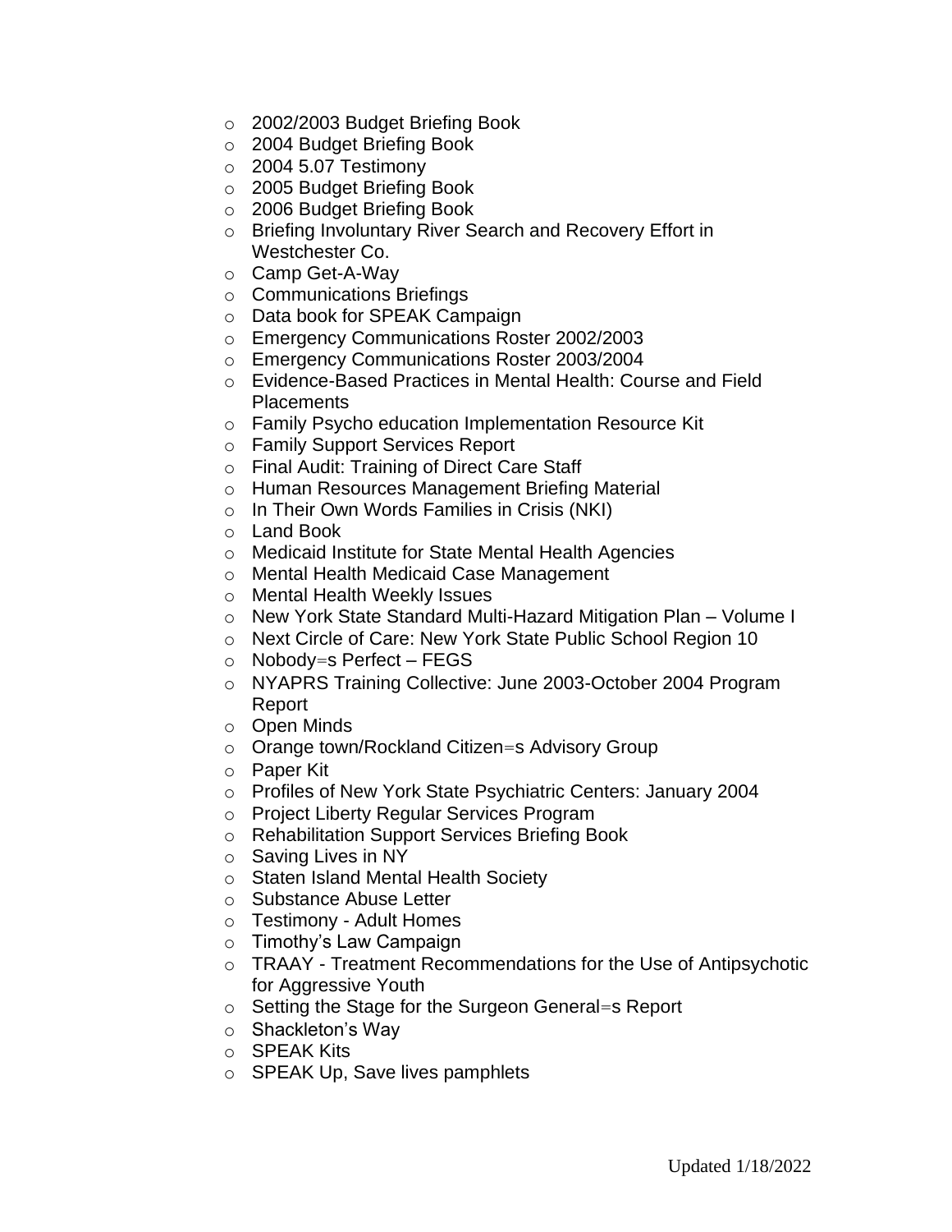- 2002/2003 Budget Briefing Book
- 2004 Budget Briefing Book
- 2004 5.07 Testimony
- 2005 Budget Briefing Book
- 2006 Budget Briefing Book
- Briefing Involuntary River Search and Recovery Effort in Westchester Co.
- Camp Get-A-Way
- Communications Briefings
- Data book for SPEAK Campaign
- Emergency Communications Roster 2002/2003
- Emergency Communications Roster 2003/2004
- Evidence-Based Practices in Mental Health: Course and Field Placements
- Family Psycho education Implementation Resource Kit
- Family Support Services Report
- Final Audit: Training of Direct Care Staff
- Human Resources Management Briefing Material
- In Their Own Words Families in Crisis (NKI)
- Land Book
- Medicaid Institute for State Mental Health Agencies
- Mental Health Medicaid Case Management
- Mental Health Weekly Issues
- New York State Standard Multi-Hazard Mitigation Plan – Volume I
- Next Circle of Care: New York State Public School Region 10
- Nobody=s Perfect – FEGS
- NYAPRS Training Collective: June 2003-October 2004 Program Report
- Open Minds
- Orange town/Rockland Citizen=s Advisory Group
- Paper Kit
- Profiles of New York State Psychiatric Centers: January 2004
- Project Liberty Regular Services Program
- Rehabilitation Support Services Briefing Book
- Saving Lives in NY
- Staten Island Mental Health Society
- Substance Abuse Letter
- Testimony - Adult Homes
- Timothy's Law Campaign
- TRAAY - Treatment Recommendations for the Use of Antipsychotic for Aggressive Youth
- Setting the Stage for the Surgeon General=s Report
- Shackleton's Way
- SPEAK Kits
- SPEAK Up, Save lives pamphlets

Updated 1/18/2022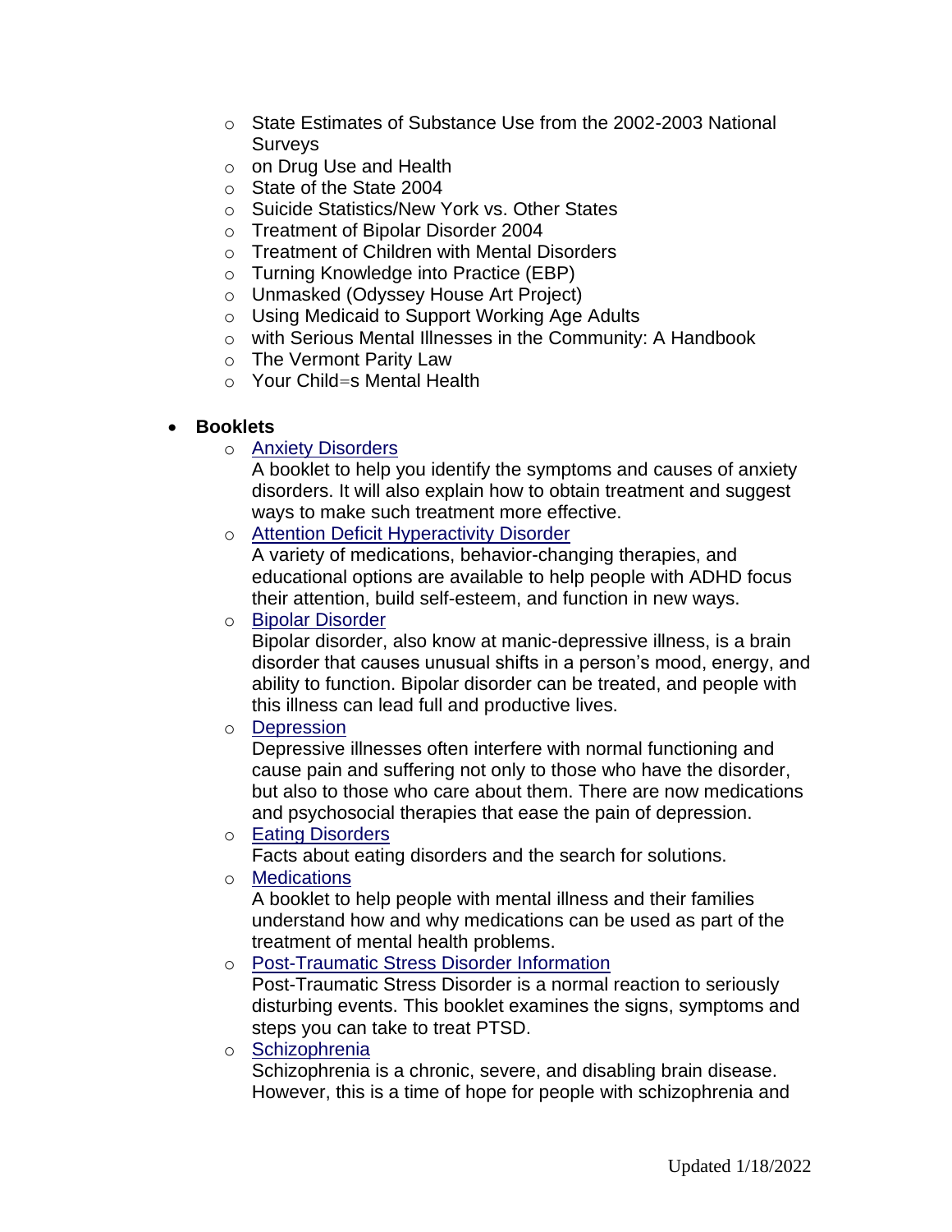- State Estimates of Substance Use from the 2002-2003 National Surveys
- on Drug Use and Health
- State of the State 2004
- Suicide Statistics/New York vs. Other States
- Treatment of Bipolar Disorder 2004
- Treatment of Children with Mental Disorders
- Turning Knowledge into Practice (EBP)
- Unmasked (Odyssey House Art Project)
- Using Medicaid to Support Working Age Adults
- with Serious Mental Illnesses in the Community: A Handbook
- The Vermont Parity Law
- Your Child=s Mental Health

- **Booklets**
  - Anxiety Disorders
    A booklet to help you identify the symptoms and causes of anxiety disorders. It will also explain how to obtain treatment and suggest ways to make such treatment more effective.
  - Attention Deficit Hyperactivity Disorder
    A variety of medications, behavior-changing therapies, and educational options are available to help people with ADHD focus their attention, build self-esteem, and function in new ways.
  - Bipolar Disorder
    Bipolar disorder, also know at manic-depressive illness, is a brain disorder that causes unusual shifts in a person's mood, energy, and ability to function. Bipolar disorder can be treated, and people with this illness can lead full and productive lives.
  - Depression
    Depressive illnesses often interfere with normal functioning and cause pain and suffering not only to those who have the disorder, but also to those who care about them. There are now medications and psychosocial therapies that ease the pain of depression.
  - Eating Disorders
    Facts about eating disorders and the search for solutions.
  - Medications
    A booklet to help people with mental illness and their families understand how and why medications can be used as part of the treatment of mental health problems.
  - Post-Traumatic Stress Disorder Information
    Post-Traumatic Stress Disorder is a normal reaction to seriously disturbing events. This booklet examines the signs, symptoms and steps you can take to treat PTSD.
  - Schizophrenia
    Schizophrenia is a chronic, severe, and disabling brain disease. However, this is a time of hope for people with schizophrenia and

Updated 1/18/2022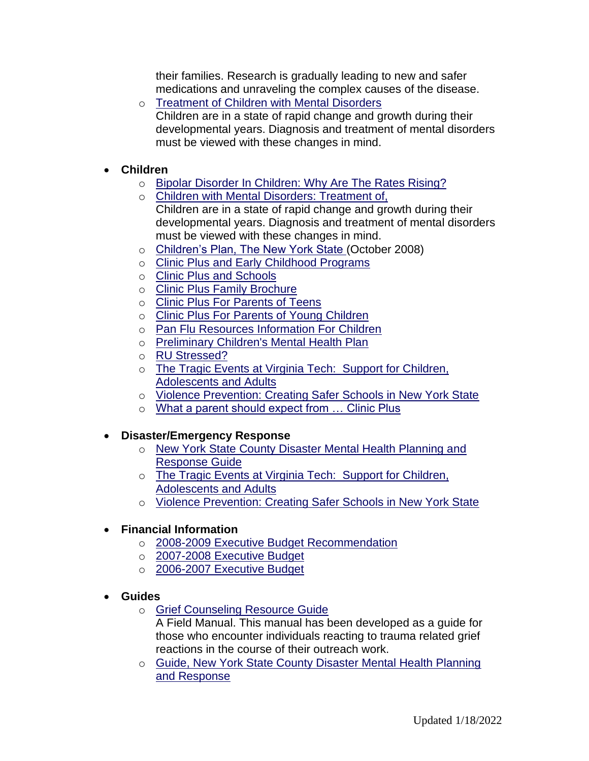their families. Research is gradually leading to new and safer medications and unraveling the complex causes of the disease.

  - Treatment of Children with Mental Disorders
    Children are in a state of rapid change and growth during their developmental years. Diagnosis and treatment of mental disorders must be viewed with these changes in mind.

- **Children**
  - Bipolar Disorder In Children: Why Are The Rates Rising?
  - Children with Mental Disorders: Treatment of,
    Children are in a state of rapid change and growth during their developmental years. Diagnosis and treatment of mental disorders must be viewed with these changes in mind.
  - Children's Plan, The New York State (October 2008)
  - Clinic Plus and Early Childhood Programs
  - Clinic Plus and Schools
  - Clinic Plus Family Brochure
  - Clinic Plus For Parents of Teens
  - Clinic Plus For Parents of Young Children
  - Pan Flu Resources Information For Children
  - Preliminary Children's Mental Health Plan
  - RU Stressed?
  - The Tragic Events at Virginia Tech: Support for Children, Adolescents and Adults
  - Violence Prevention: Creating Safer Schools in New York State
  - What a parent should expect from … Clinic Plus

- **Disaster/Emergency Response**
  - New York State County Disaster Mental Health Planning and Response Guide
  - The Tragic Events at Virginia Tech: Support for Children, Adolescents and Adults
  - Violence Prevention: Creating Safer Schools in New York State

- **Financial Information**
  - 2008-2009 Executive Budget Recommendation
  - 2007-2008 Executive Budget
  - 2006-2007 Executive Budget

- **Guides**
  - Grief Counseling Resource Guide
    A Field Manual. This manual has been developed as a guide for those who encounter individuals reacting to trauma related grief reactions in the course of their outreach work.
  - Guide, New York State County Disaster Mental Health Planning and Response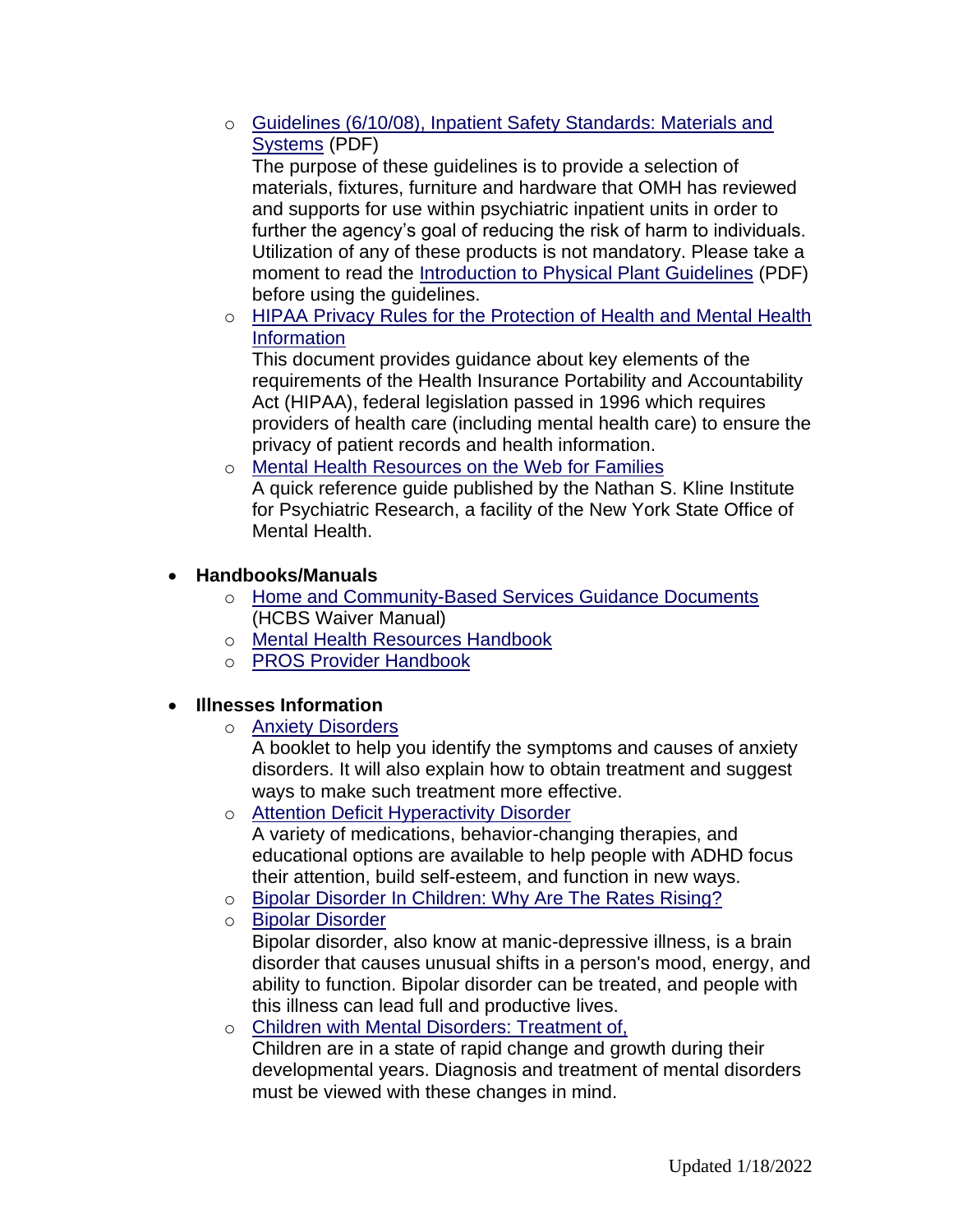- Guidelines (6/10/08), Inpatient Safety Standards: Materials and Systems (PDF)
  The purpose of these guidelines is to provide a selection of materials, fixtures, furniture and hardware that OMH has reviewed and supports for use within psychiatric inpatient units in order to further the agency's goal of reducing the risk of harm to individuals. Utilization of any of these products is not mandatory. Please take a moment to read the Introduction to Physical Plant Guidelines (PDF) before using the guidelines.
- HIPAA Privacy Rules for the Protection of Health and Mental Health Information
  This document provides guidance about key elements of the requirements of the Health Insurance Portability and Accountability Act (HIPAA), federal legislation passed in 1996 which requires providers of health care (including mental health care) to ensure the privacy of patient records and health information.
- Mental Health Resources on the Web for Families
  A quick reference guide published by the Nathan S. Kline Institute for Psychiatric Research, a facility of the New York State Office of Mental Health.

- **Handbooks/Manuals**
  - Home and Community-Based Services Guidance Documents (HCBS Waiver Manual)
  - Mental Health Resources Handbook
  - PROS Provider Handbook

- **Illnesses Information**
  - Anxiety Disorders
    A booklet to help you identify the symptoms and causes of anxiety disorders. It will also explain how to obtain treatment and suggest ways to make such treatment more effective.
  - Attention Deficit Hyperactivity Disorder
    A variety of medications, behavior-changing therapies, and educational options are available to help people with ADHD focus their attention, build self-esteem, and function in new ways.
  - Bipolar Disorder In Children: Why Are The Rates Rising?
  - Bipolar Disorder
    Bipolar disorder, also know at manic-depressive illness, is a brain disorder that causes unusual shifts in a person's mood, energy, and ability to function. Bipolar disorder can be treated, and people with this illness can lead full and productive lives.
  - Children with Mental Disorders: Treatment of,
    Children are in a state of rapid change and growth during their developmental years. Diagnosis and treatment of mental disorders must be viewed with these changes in mind.

Updated 1/18/2022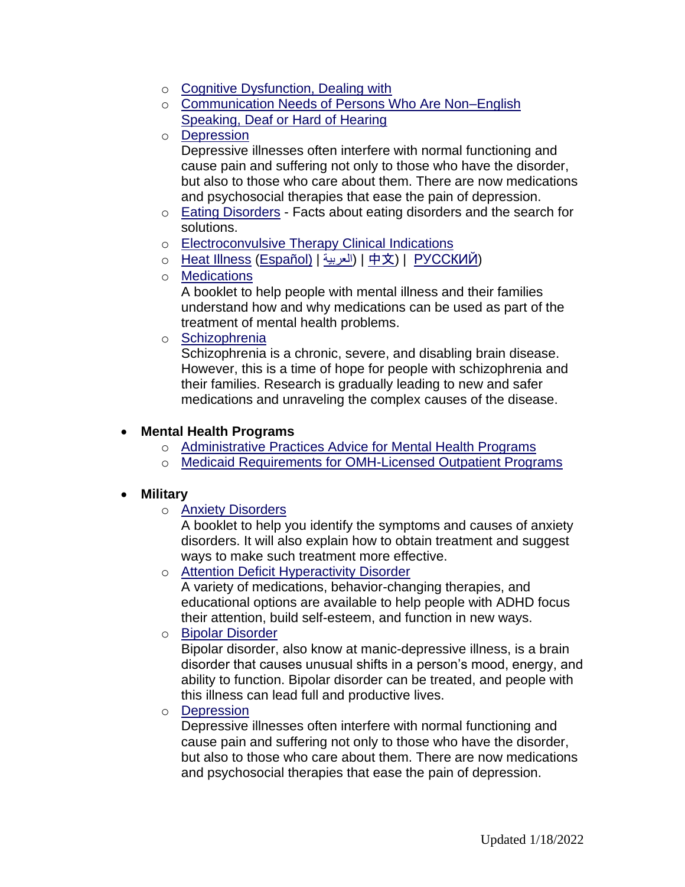- Cognitive Dysfunction, Dealing with
  - Communication Needs of Persons Who Are Non–English Speaking, Deaf or Hard of Hearing
  - Depression
    Depressive illnesses often interfere with normal functioning and cause pain and suffering not only to those who have the disorder, but also to those who care about them. There are now medications and psychosocial therapies that ease the pain of depression.
  - Eating Disorders - Facts about eating disorders and the search for solutions.
  - Electroconvulsive Therapy Clinical Indications
  - Heat Illness (Español) | العربية) | 中文) | РУССКИЙ)
  - Medications
    A booklet to help people with mental illness and their families understand how and why medications can be used as part of the treatment of mental health problems.
  - Schizophrenia
    Schizophrenia is a chronic, severe, and disabling brain disease. However, this is a time of hope for people with schizophrenia and their families. Research is gradually leading to new and safer medications and unraveling the complex causes of the disease.

- **Mental Health Programs**
  - Administrative Practices Advice for Mental Health Programs
  - Medicaid Requirements for OMH-Licensed Outpatient Programs

- **Military**
  - Anxiety Disorders
    A booklet to help you identify the symptoms and causes of anxiety disorders. It will also explain how to obtain treatment and suggest ways to make such treatment more effective.
  - Attention Deficit Hyperactivity Disorder
    A variety of medications, behavior-changing therapies, and educational options are available to help people with ADHD focus their attention, build self-esteem, and function in new ways.
  - Bipolar Disorder
    Bipolar disorder, also know at manic-depressive illness, is a brain disorder that causes unusual shifts in a person's mood, energy, and ability to function. Bipolar disorder can be treated, and people with this illness can lead full and productive lives.
  - Depression
    Depressive illnesses often interfere with normal functioning and cause pain and suffering not only to those who have the disorder, but also to those who care about them. There are now medications and psychosocial therapies that ease the pain of depression.

Updated 1/18/2022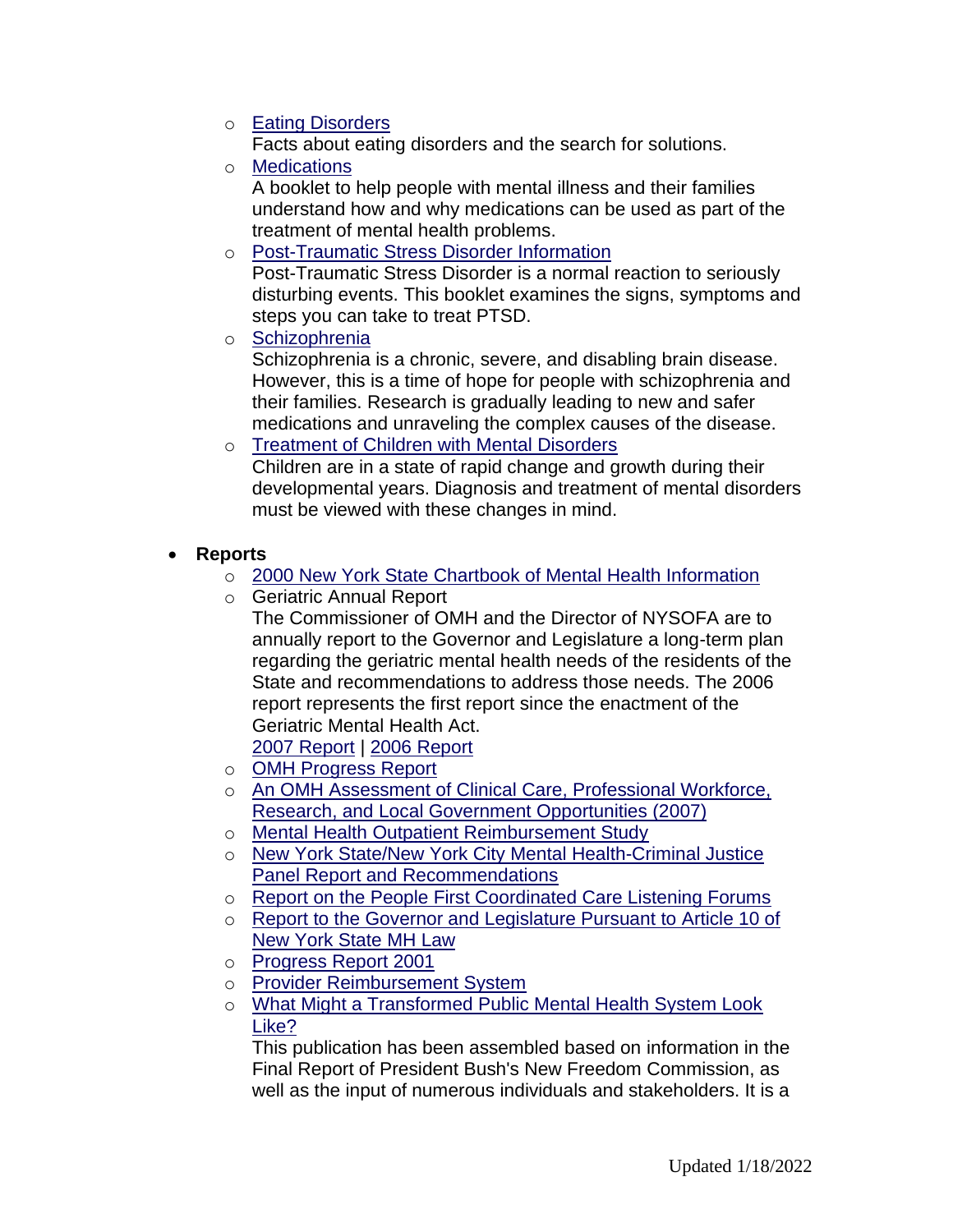- [Eating Disorders]
  Facts about eating disorders and the search for solutions.
- [Medications]
  A booklet to help people with mental illness and their families understand how and why medications can be used as part of the treatment of mental health problems.
- [Post-Traumatic Stress Disorder Information]
  Post-Traumatic Stress Disorder is a normal reaction to seriously disturbing events. This booklet examines the signs, symptoms and steps you can take to treat PTSD.
- [Schizophrenia]
  Schizophrenia is a chronic, severe, and disabling brain disease. However, this is a time of hope for people with schizophrenia and their families. Research is gradually leading to new and safer medications and unraveling the complex causes of the disease.
- [Treatment of Children with Mental Disorders]
  Children are in a state of rapid change and growth during their developmental years. Diagnosis and treatment of mental disorders must be viewed with these changes in mind.

- **Reports**
  - [2000 New York State Chartbook of Mental Health Information]
  - Geriatric Annual Report
    The Commissioner of OMH and the Director of NYSOFA are to annually report to the Governor and Legislature a long-term plan regarding the geriatric mental health needs of the residents of the State and recommendations to address those needs. The 2006 report represents the first report since the enactment of the Geriatric Mental Health Act.
    [2007 Report] | [2006 Report]
  - [OMH Progress Report]
  - [An OMH Assessment of Clinical Care, Professional Workforce, Research, and Local Government Opportunities (2007)]
  - [Mental Health Outpatient Reimbursement Study]
  - [New York State/New York City Mental Health-Criminal Justice Panel Report and Recommendations]
  - [Report on the People First Coordinated Care Listening Forums]
  - [Report to the Governor and Legislature Pursuant to Article 10 of New York State MH Law]
  - [Progress Report 2001]
  - [Provider Reimbursement System]
  - [What Might a Transformed Public Mental Health System Look Like?]
    This publication has been assembled based on information in the Final Report of President Bush's New Freedom Commission, as well as the input of numerous individuals and stakeholders. It is a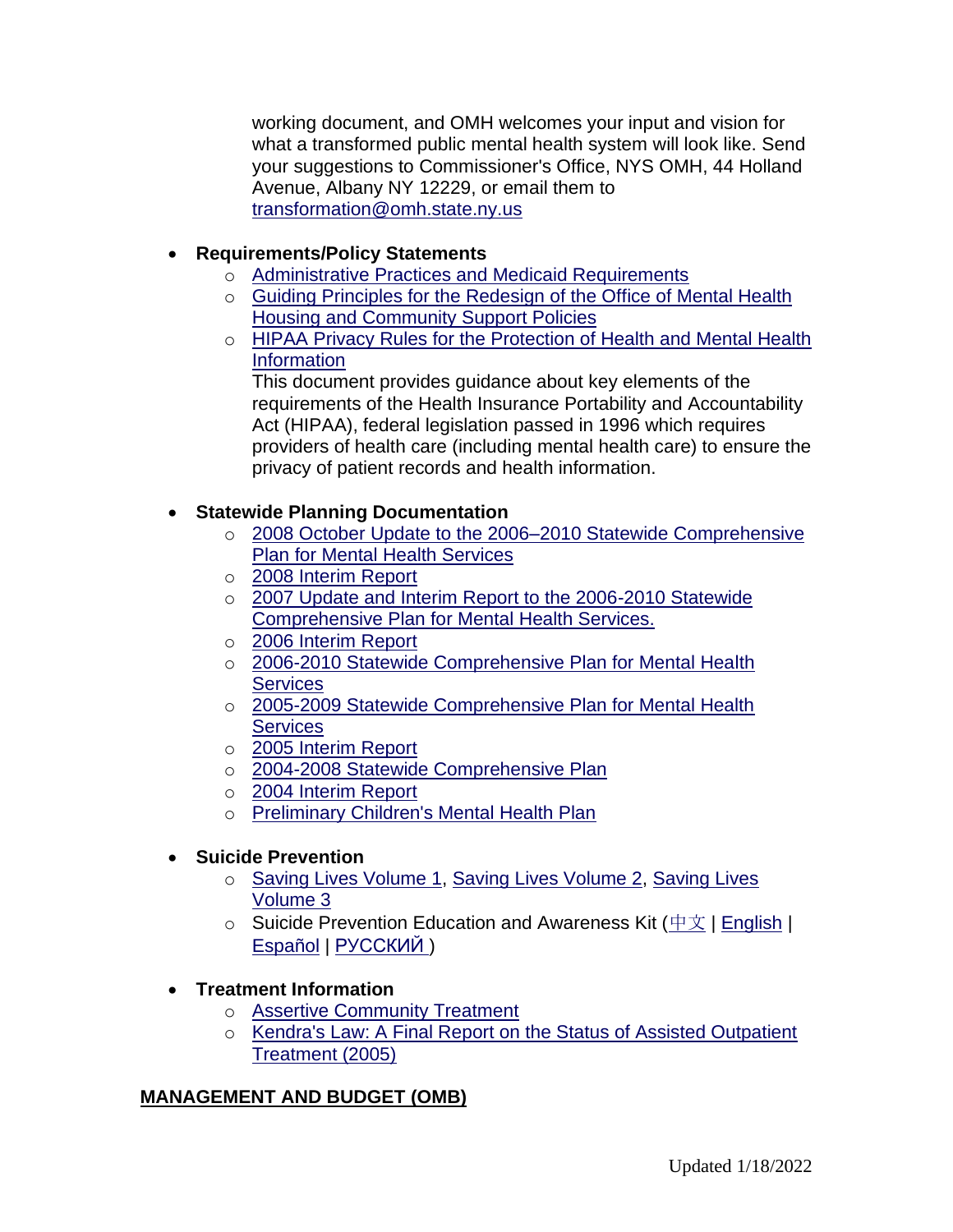working document, and OMH welcomes your input and vision for what a transformed public mental health system will look like. Send your suggestions to Commissioner's Office, NYS OMH, 44 Holland Avenue, Albany NY 12229, or email them to transformation@omh.state.ny.us

- **Requirements/Policy Statements**
  - Administrative Practices and Medicaid Requirements
  - Guiding Principles for the Redesign of the Office of Mental Health Housing and Community Support Policies
  - HIPAA Privacy Rules for the Protection of Health and Mental Health Information
    This document provides guidance about key elements of the requirements of the Health Insurance Portability and Accountability Act (HIPAA), federal legislation passed in 1996 which requires providers of health care (including mental health care) to ensure the privacy of patient records and health information.

- **Statewide Planning Documentation**
  - 2008 October Update to the 2006–2010 Statewide Comprehensive Plan for Mental Health Services
  - 2008 Interim Report
  - 2007 Update and Interim Report to the 2006-2010 Statewide Comprehensive Plan for Mental Health Services.
  - 2006 Interim Report
  - 2006-2010 Statewide Comprehensive Plan for Mental Health Services
  - 2005-2009 Statewide Comprehensive Plan for Mental Health Services
  - 2005 Interim Report
  - 2004-2008 Statewide Comprehensive Plan
  - 2004 Interim Report
  - Preliminary Children's Mental Health Plan

- **Suicide Prevention**
  - Saving Lives Volume 1, Saving Lives Volume 2, Saving Lives Volume 3
  - Suicide Prevention Education and Awareness Kit (中文 | English | Español | РУССКИЙ )

- **Treatment Information**
  - Assertive Community Treatment
  - Kendra's Law: A Final Report on the Status of Assisted Outpatient Treatment (2005)

## MANAGEMENT AND BUDGET (OMB)

Updated 1/18/2022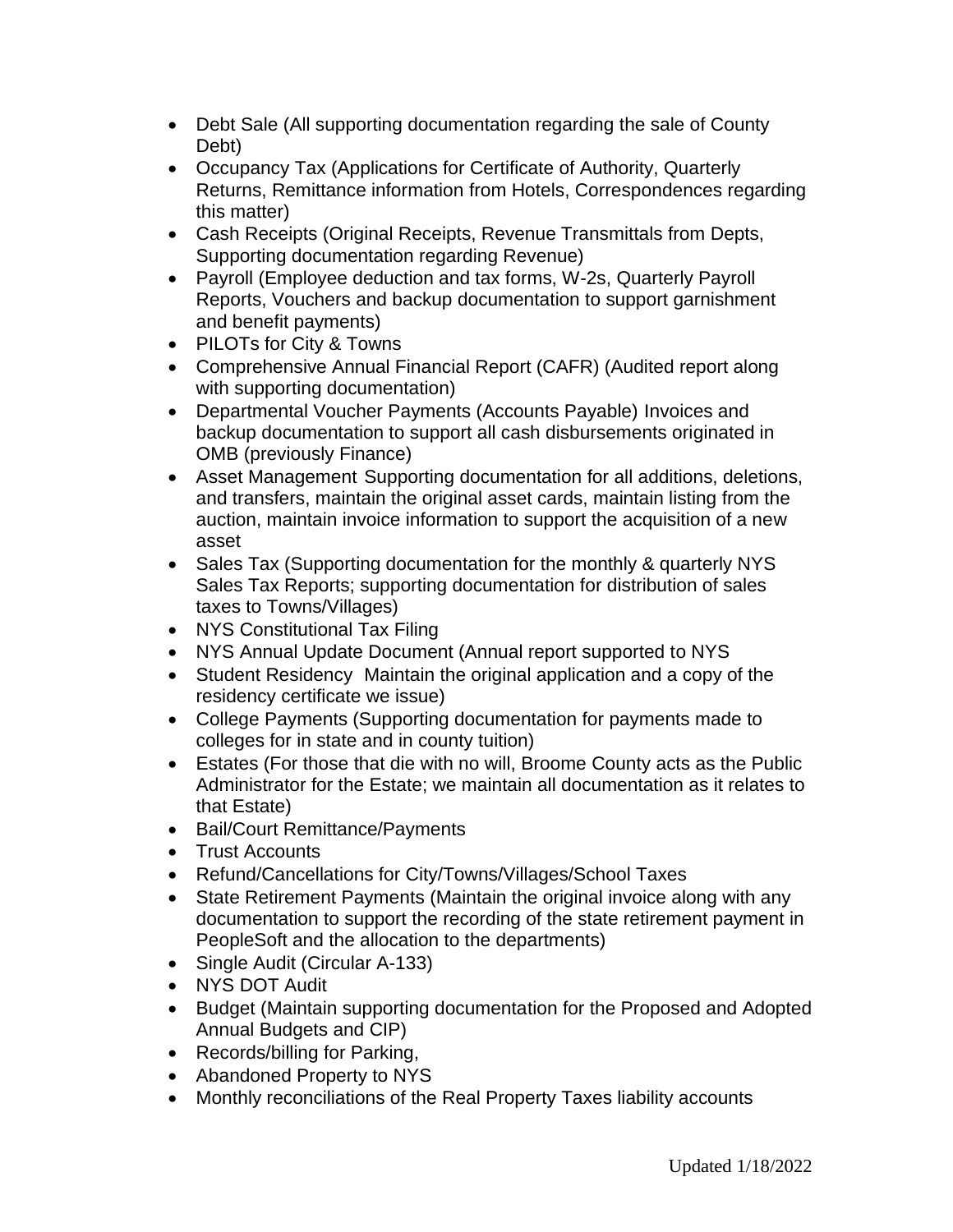- Debt Sale (All supporting documentation regarding the sale of County Debt)
- Occupancy Tax (Applications for Certificate of Authority, Quarterly Returns, Remittance information from Hotels, Correspondences regarding this matter)
- Cash Receipts (Original Receipts, Revenue Transmittals from Depts, Supporting documentation regarding Revenue)
- Payroll (Employee deduction and tax forms, W-2s, Quarterly Payroll Reports, Vouchers and backup documentation to support garnishment and benefit payments)
- PILOTs for City & Towns
- Comprehensive Annual Financial Report (CAFR) (Audited report along with supporting documentation)
- Departmental Voucher Payments (Accounts Payable) Invoices and backup documentation to support all cash disbursements originated in OMB (previously Finance)
- Asset Management Supporting documentation for all additions, deletions, and transfers, maintain the original asset cards, maintain listing from the auction, maintain invoice information to support the acquisition of a new asset
- Sales Tax (Supporting documentation for the monthly & quarterly NYS Sales Tax Reports; supporting documentation for distribution of sales taxes to Towns/Villages)
- NYS Constitutional Tax Filing
- NYS Annual Update Document (Annual report supported to NYS
- Student Residency Maintain the original application and a copy of the residency certificate we issue)
- College Payments (Supporting documentation for payments made to colleges for in state and in county tuition)
- Estates (For those that die with no will, Broome County acts as the Public Administrator for the Estate; we maintain all documentation as it relates to that Estate)
- Bail/Court Remittance/Payments
- Trust Accounts
- Refund/Cancellations for City/Towns/Villages/School Taxes
- State Retirement Payments (Maintain the original invoice along with any documentation to support the recording of the state retirement payment in PeopleSoft and the allocation to the departments)
- Single Audit (Circular A-133)
- NYS DOT Audit
- Budget (Maintain supporting documentation for the Proposed and Adopted Annual Budgets and CIP)
- Records/billing for Parking,
- Abandoned Property to NYS
- Monthly reconciliations of the Real Property Taxes liability accounts

Updated 1/18/2022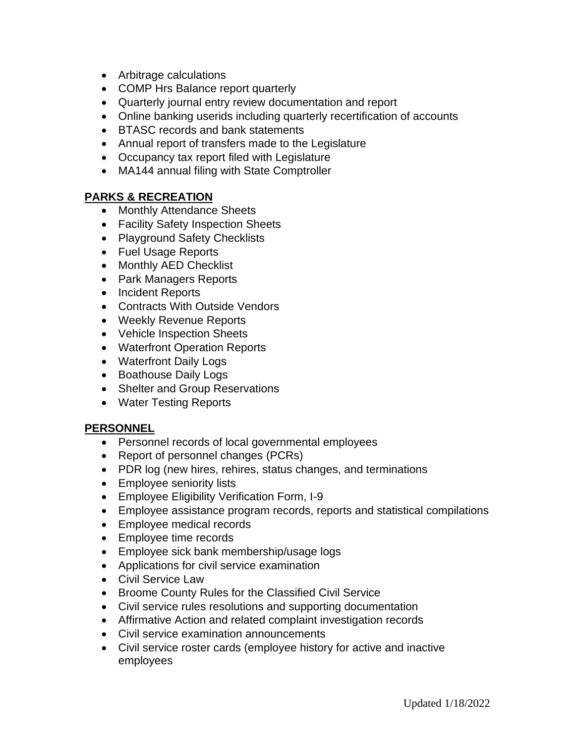- Arbitrage calculations
- COMP Hrs Balance report quarterly
- Quarterly journal entry review documentation and report
- Online banking userids including quarterly recertification of accounts
- BTASC records and bank statements
- Annual report of transfers made to the Legislature
- Occupancy tax report filed with Legislature
- MA144 annual filing with State Comptroller

**PARKS & RECREATION**

- Monthly Attendance Sheets
- Facility Safety Inspection Sheets
- Playground Safety Checklists
- Fuel Usage Reports
- Monthly AED Checklist
- Park Managers Reports
- Incident Reports
- Contracts With Outside Vendors
- Weekly Revenue Reports
- Vehicle Inspection Sheets
- Waterfront Operation Reports
- Waterfront Daily Logs
- Boathouse Daily Logs
- Shelter and Group Reservations
- Water Testing Reports

**PERSONNEL**

- Personnel records of local governmental employees
- Report of personnel changes (PCRs)
- PDR log (new hires, rehires, status changes, and terminations
- Employee seniority lists
- Employee Eligibility Verification Form, I-9
- Employee assistance program records, reports and statistical compilations
- Employee medical records
- Employee time records
- Employee sick bank membership/usage logs
- Applications for civil service examination
- Civil Service Law
- Broome County Rules for the Classified Civil Service
- Civil service rules resolutions and supporting documentation
- Affirmative Action and related complaint investigation records
- Civil service examination announcements
- Civil service roster cards (employee history for active and inactive employees

Updated 1/18/2022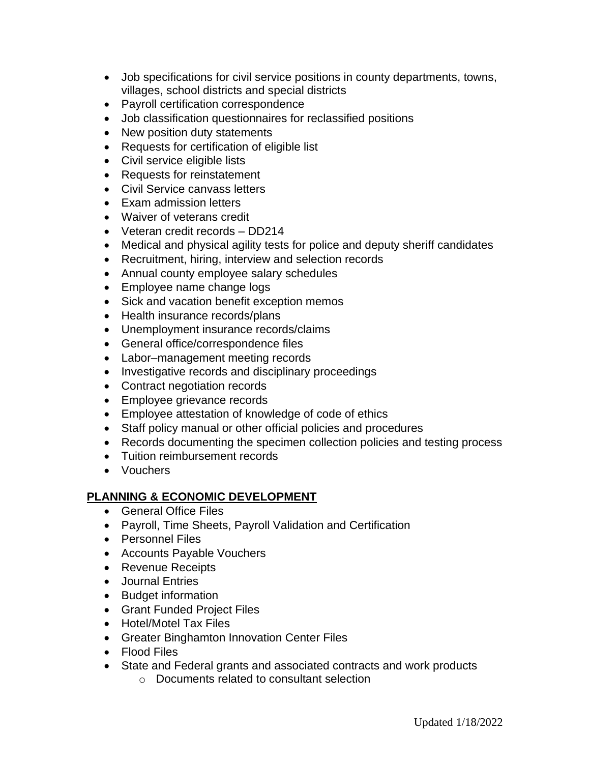- Job specifications for civil service positions in county departments, towns, villages, school districts and special districts
- Payroll certification correspondence
- Job classification questionnaires for reclassified positions
- New position duty statements
- Requests for certification of eligible list
- Civil service eligible lists
- Requests for reinstatement
- Civil Service canvass letters
- Exam admission letters
- Waiver of veterans credit
- Veteran credit records – DD214
- Medical and physical agility tests for police and deputy sheriff candidates
- Recruitment, hiring, interview and selection records
- Annual county employee salary schedules
- Employee name change logs
- Sick and vacation benefit exception memos
- Health insurance records/plans
- Unemployment insurance records/claims
- General office/correspondence files
- Labor–management meeting records
- Investigative records and disciplinary proceedings
- Contract negotiation records
- Employee grievance records
- Employee attestation of knowledge of code of ethics
- Staff policy manual or other official policies and procedures
- Records documenting the specimen collection policies and testing process
- Tuition reimbursement records
- Vouchers

**PLANNING & ECONOMIC DEVELOPMENT**

- General Office Files
- Payroll, Time Sheets, Payroll Validation and Certification
- Personnel Files
- Accounts Payable Vouchers
- Revenue Receipts
- Journal Entries
- Budget information
- Grant Funded Project Files
- Hotel/Motel Tax Files
- Greater Binghamton Innovation Center Files
- Flood Files
- State and Federal grants and associated contracts and work products
  - Documents related to consultant selection

Updated 1/18/2022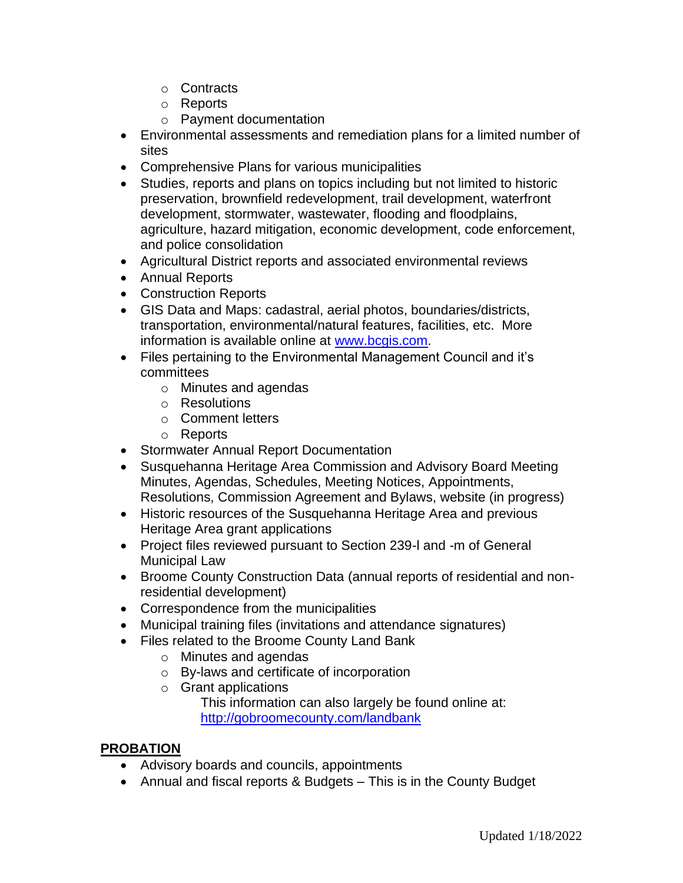- Contracts
  - Reports
  - Payment documentation
- Environmental assessments and remediation plans for a limited number of sites
- Comprehensive Plans for various municipalities
- Studies, reports and plans on topics including but not limited to historic preservation, brownfield redevelopment, trail development, waterfront development, stormwater, wastewater, flooding and floodplains, agriculture, hazard mitigation, economic development, code enforcement, and police consolidation
- Agricultural District reports and associated environmental reviews
- Annual Reports
- Construction Reports
- GIS Data and Maps: cadastral, aerial photos, boundaries/districts, transportation, environmental/natural features, facilities, etc. More information is available online at [www.bcgis.com](http://www.bcgis.com).
- Files pertaining to the Environmental Management Council and it's committees
  - Minutes and agendas
  - Resolutions
  - Comment letters
  - Reports
- Stormwater Annual Report Documentation
- Susquehanna Heritage Area Commission and Advisory Board Meeting Minutes, Agendas, Schedules, Meeting Notices, Appointments, Resolutions, Commission Agreement and Bylaws, website (in progress)
- Historic resources of the Susquehanna Heritage Area and previous Heritage Area grant applications
- Project files reviewed pursuant to Section 239-l and -m of General Municipal Law
- Broome County Construction Data (annual reports of residential and non-residential development)
- Correspondence from the municipalities
- Municipal training files (invitations and attendance signatures)
- Files related to the Broome County Land Bank
  - Minutes and agendas
  - By-laws and certificate of incorporation
  - Grant applications

    This information can also largely be found online at: [http://gobroomecounty.com/landbank](http://gobroomecounty.com/landbank)

## PROBATION

- Advisory boards and councils, appointments
- Annual and fiscal reports & Budgets – This is in the County Budget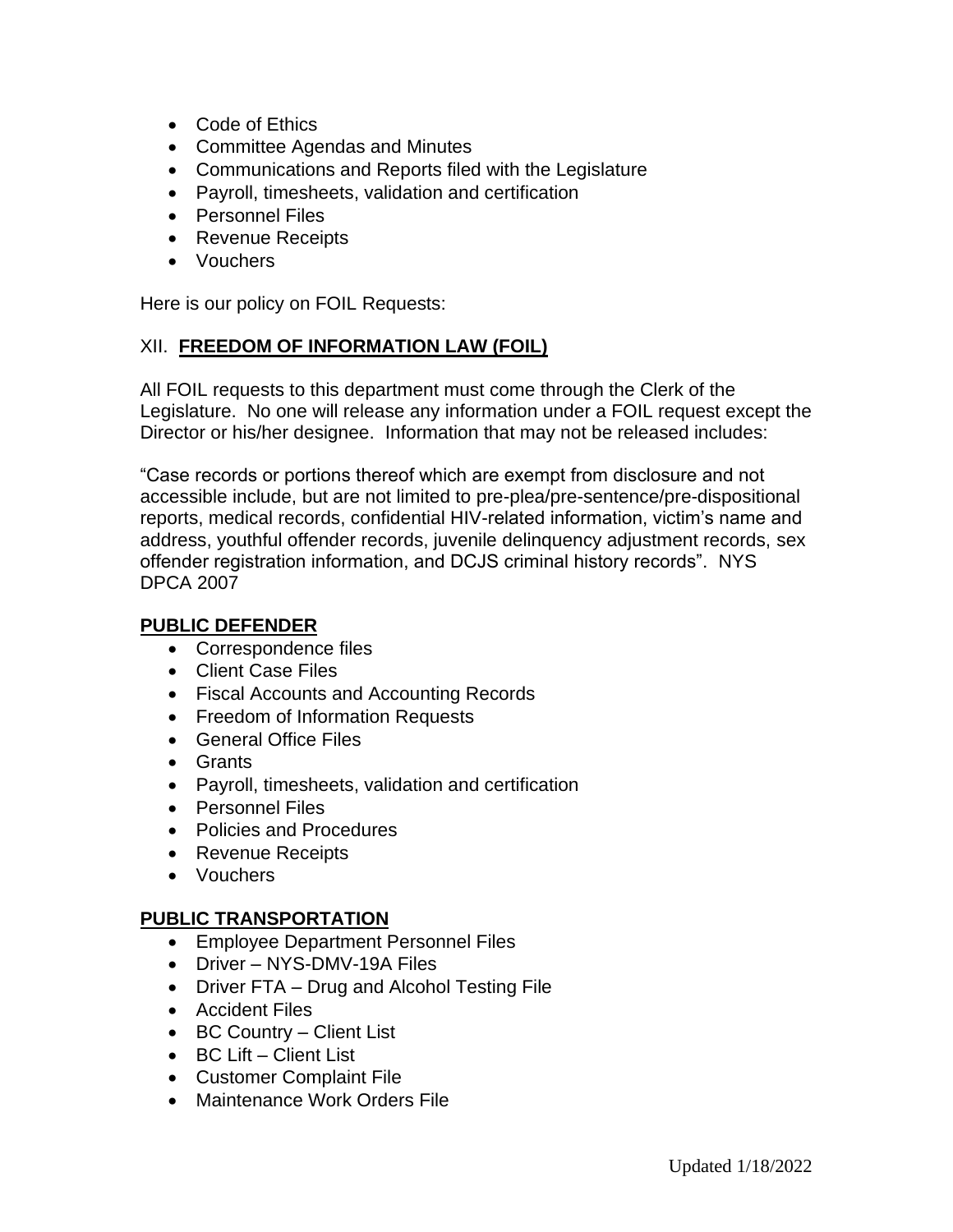- Code of Ethics
- Committee Agendas and Minutes
- Communications and Reports filed with the Legislature
- Payroll, timesheets, validation and certification
- Personnel Files
- Revenue Receipts
- Vouchers

Here is our policy on FOIL Requests:

XII. **FREEDOM OF INFORMATION LAW (FOIL)**

All FOIL requests to this department must come through the Clerk of the Legislature. No one will release any information under a FOIL request except the Director or his/her designee. Information that may not be released includes:

"Case records or portions thereof which are exempt from disclosure and not accessible include, but are not limited to pre-plea/pre-sentence/pre-dispositional reports, medical records, confidential HIV-related information, victim's name and address, youthful offender records, juvenile delinquency adjustment records, sex offender registration information, and DCJS criminal history records". NYS DPCA 2007

**PUBLIC DEFENDER**

- Correspondence files
- Client Case Files
- Fiscal Accounts and Accounting Records
- Freedom of Information Requests
- General Office Files
- Grants
- Payroll, timesheets, validation and certification
- Personnel Files
- Policies and Procedures
- Revenue Receipts
- Vouchers

**PUBLIC TRANSPORTATION**

- Employee Department Personnel Files
- Driver – NYS-DMV-19A Files
- Driver FTA – Drug and Alcohol Testing File
- Accident Files
- BC Country – Client List
- BC Lift – Client List
- Customer Complaint File
- Maintenance Work Orders File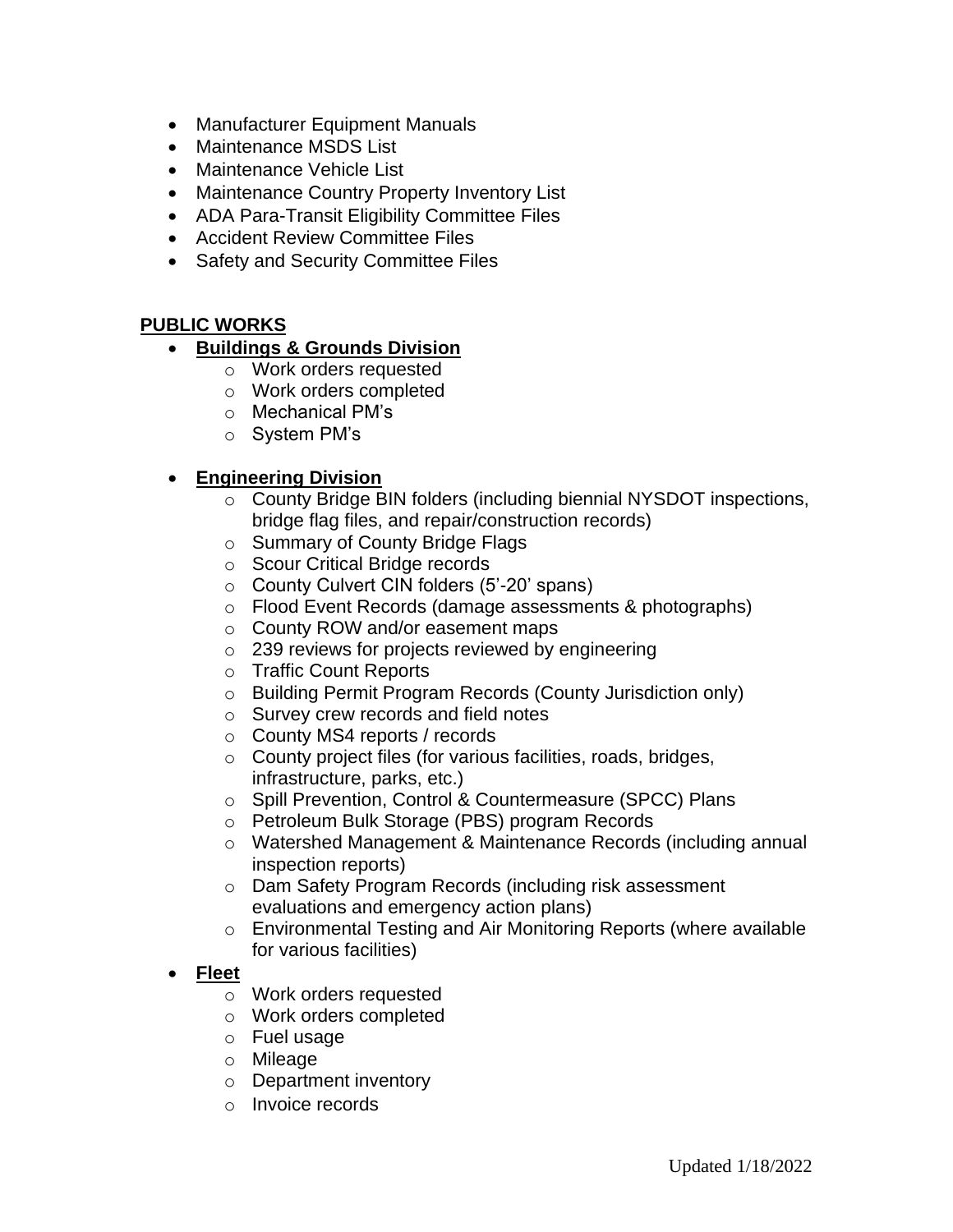- Manufacturer Equipment Manuals
- Maintenance MSDS List
- Maintenance Vehicle List
- Maintenance Country Property Inventory List
- ADA Para-Transit Eligibility Committee Files
- Accident Review Committee Files
- Safety and Security Committee Files

**PUBLIC WORKS**

- **Buildings & Grounds Division**
    - Work orders requested
    - Work orders completed
    - Mechanical PM's
    - System PM's

- **Engineering Division**
    - County Bridge BIN folders (including biennial NYSDOT inspections, bridge flag files, and repair/construction records)
    - Summary of County Bridge Flags
    - Scour Critical Bridge records
    - County Culvert CIN folders (5'-20' spans)
    - Flood Event Records (damage assessments & photographs)
    - County ROW and/or easement maps
    - 239 reviews for projects reviewed by engineering
    - Traffic Count Reports
    - Building Permit Program Records (County Jurisdiction only)
    - Survey crew records and field notes
    - County MS4 reports / records
    - County project files (for various facilities, roads, bridges, infrastructure, parks, etc.)
    - Spill Prevention, Control & Countermeasure (SPCC) Plans
    - Petroleum Bulk Storage (PBS) program Records
    - Watershed Management & Maintenance Records (including annual inspection reports)
    - Dam Safety Program Records (including risk assessment evaluations and emergency action plans)
    - Environmental Testing and Air Monitoring Reports (where available for various facilities)
- **Fleet**
    - Work orders requested
    - Work orders completed
    - Fuel usage
    - Mileage
    - Department inventory
    - Invoice records

Updated 1/18/2022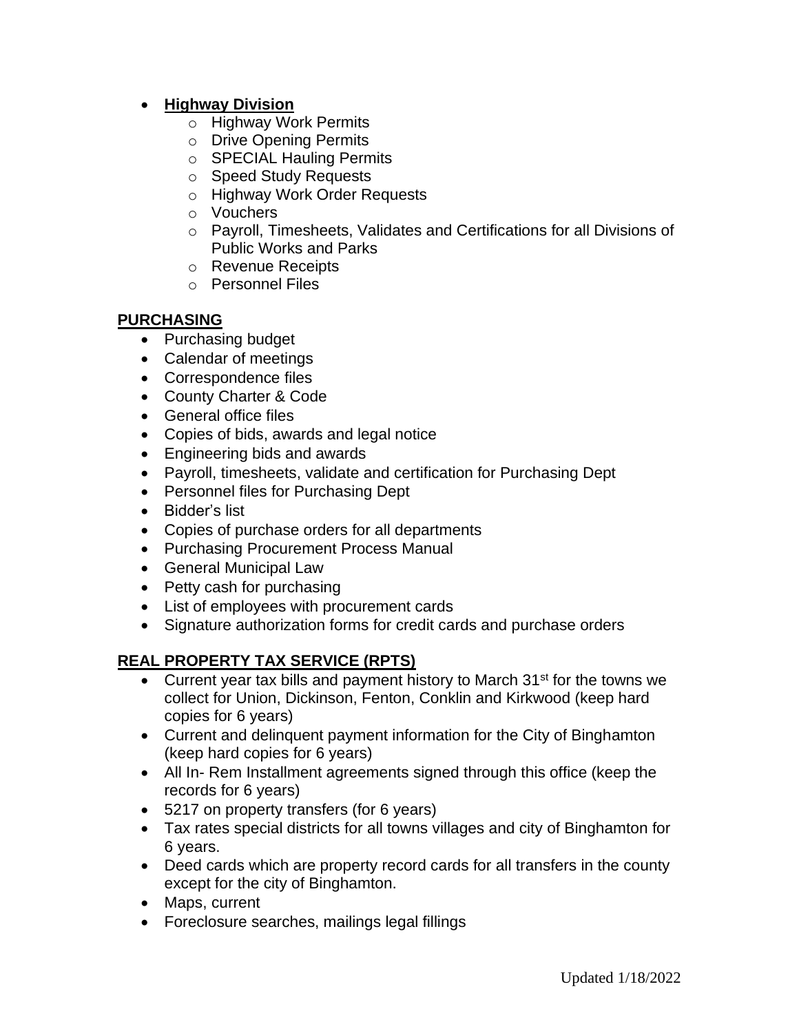- **Highway Division**
  - Highway Work Permits
  - Drive Opening Permits
  - SPECIAL Hauling Permits
  - Speed Study Requests
  - Highway Work Order Requests
  - Vouchers
  - Payroll, Timesheets, Validates and Certifications for all Divisions of Public Works and Parks
  - Revenue Receipts
  - Personnel Files

**PURCHASING**

- Purchasing budget
- Calendar of meetings
- Correspondence files
- County Charter & Code
- General office files
- Copies of bids, awards and legal notice
- Engineering bids and awards
- Payroll, timesheets, validate and certification for Purchasing Dept
- Personnel files for Purchasing Dept
- Bidder's list
- Copies of purchase orders for all departments
- Purchasing Procurement Process Manual
- General Municipal Law
- Petty cash for purchasing
- List of employees with procurement cards
- Signature authorization forms for credit cards and purchase orders

**REAL PROPERTY TAX SERVICE (RPTS)**

- Current year tax bills and payment history to March 31st for the towns we collect for Union, Dickinson, Fenton, Conklin and Kirkwood (keep hard copies for 6 years)
- Current and delinquent payment information for the City of Binghamton (keep hard copies for 6 years)
- All In- Rem Installment agreements signed through this office (keep the records for 6 years)
- 5217 on property transfers (for 6 years)
- Tax rates special districts for all towns villages and city of Binghamton for 6 years.
- Deed cards which are property record cards for all transfers in the county except for the city of Binghamton.
- Maps, current
- Foreclosure searches, mailings legal fillings

Updated 1/18/2022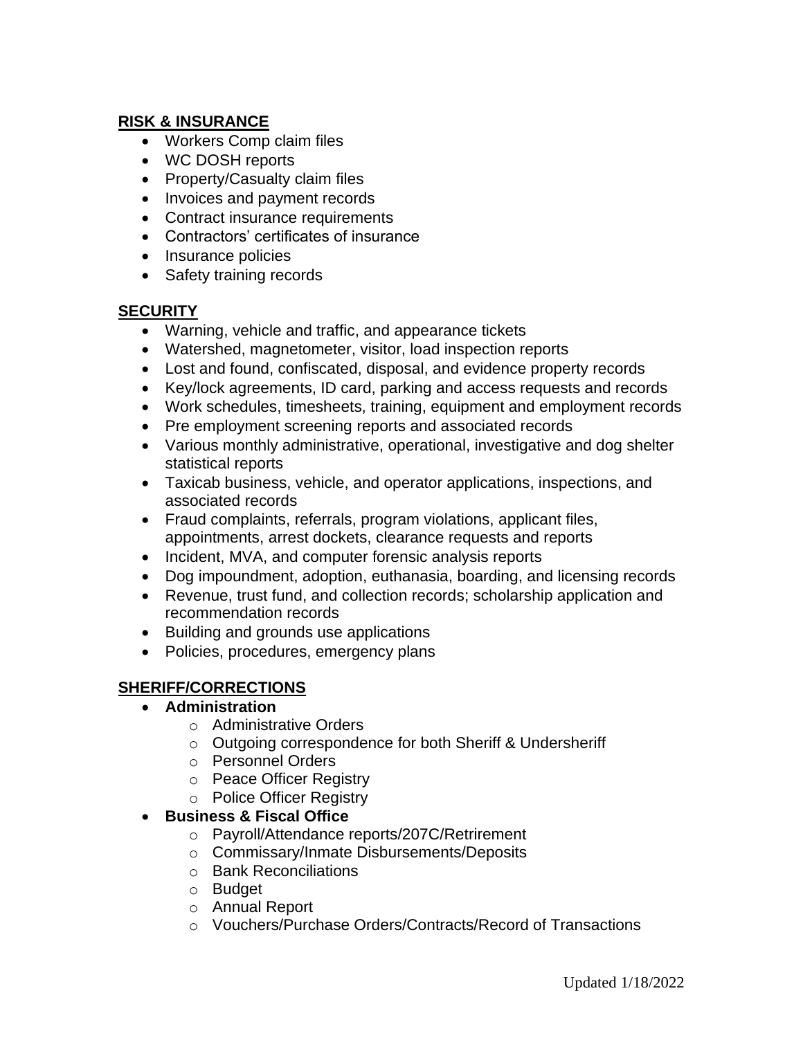**RISK & INSURANCE**

- Workers Comp claim files
- WC DOSH reports
- Property/Casualty claim files
- Invoices and payment records
- Contract insurance requirements
- Contractors' certificates of insurance
- Insurance policies
- Safety training records

**SECURITY**

- Warning, vehicle and traffic, and appearance tickets
- Watershed, magnetometer, visitor, load inspection reports
- Lost and found, confiscated, disposal, and evidence property records
- Key/lock agreements, ID card, parking and access requests and records
- Work schedules, timesheets, training, equipment and employment records
- Pre employment screening reports and associated records
- Various monthly administrative, operational, investigative and dog shelter statistical reports
- Taxicab business, vehicle, and operator applications, inspections, and associated records
- Fraud complaints, referrals, program violations, applicant files, appointments, arrest dockets, clearance requests and reports
- Incident, MVA, and computer forensic analysis reports
- Dog impoundment, adoption, euthanasia, boarding, and licensing records
- Revenue, trust fund, and collection records; scholarship application and recommendation records
- Building and grounds use applications
- Policies, procedures, emergency plans

**SHERIFF/CORRECTIONS**

- **Administration**
  - Administrative Orders
  - Outgoing correspondence for both Sheriff & Undersheriff
  - Personnel Orders
  - Peace Officer Registry
  - Police Officer Registry
- **Business & Fiscal Office**
  - Payroll/Attendance reports/207C/Retrirement
  - Commissary/Inmate Disbursements/Deposits
  - Bank Reconciliations
  - Budget
  - Annual Report
  - Vouchers/Purchase Orders/Contracts/Record of Transactions

Updated 1/18/2022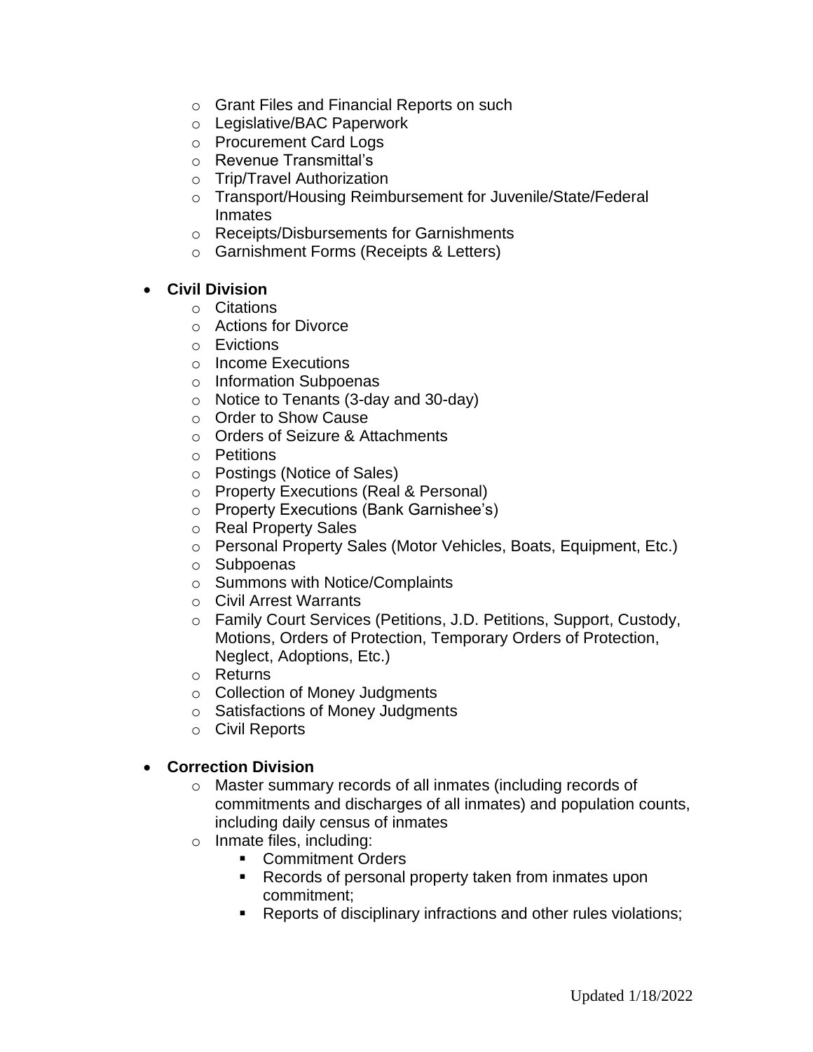- Grant Files and Financial Reports on such
  - Legislative/BAC Paperwork
  - Procurement Card Logs
  - Revenue Transmittal's
  - Trip/Travel Authorization
  - Transport/Housing Reimbursement for Juvenile/State/Federal Inmates
  - Receipts/Disbursements for Garnishments
  - Garnishment Forms (Receipts & Letters)

- **Civil Division**
  - Citations
  - Actions for Divorce
  - Evictions
  - Income Executions
  - Information Subpoenas
  - Notice to Tenants (3-day and 30-day)
  - Order to Show Cause
  - Orders of Seizure & Attachments
  - Petitions
  - Postings (Notice of Sales)
  - Property Executions (Real & Personal)
  - Property Executions (Bank Garnishee's)
  - Real Property Sales
  - Personal Property Sales (Motor Vehicles, Boats, Equipment, Etc.)
  - Subpoenas
  - Summons with Notice/Complaints
  - Civil Arrest Warrants
  - Family Court Services (Petitions, J.D. Petitions, Support, Custody, Motions, Orders of Protection, Temporary Orders of Protection, Neglect, Adoptions, Etc.)
  - Returns
  - Collection of Money Judgments
  - Satisfactions of Money Judgments
  - Civil Reports

- **Correction Division**
  - Master summary records of all inmates (including records of commitments and discharges of all inmates) and population counts, including daily census of inmates
  - Inmate files, including:
    - Commitment Orders
    - Records of personal property taken from inmates upon commitment;
    - Reports of disciplinary infractions and other rules violations;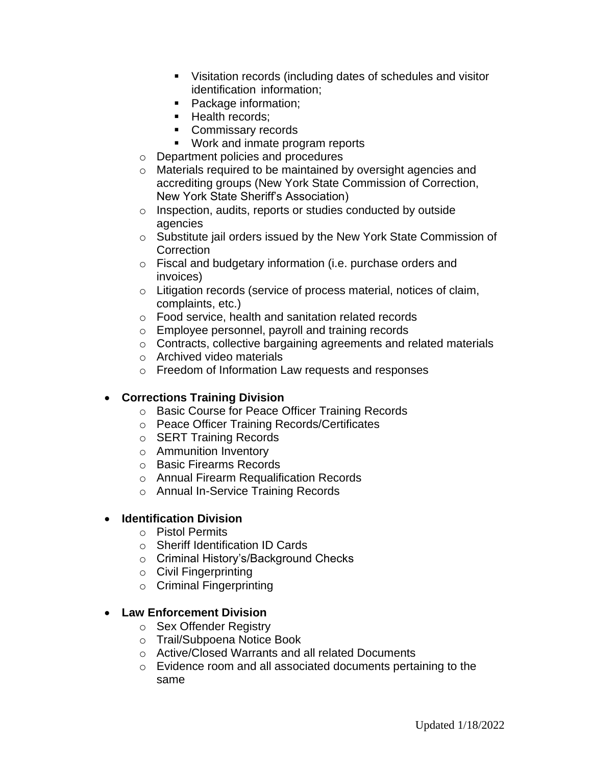- Visitation records (including dates of schedules and visitor identification information;
        - Package information;
        - Health records;
        - Commissary records
        - Work and inmate program reports
    - Department policies and procedures
    - Materials required to be maintained by oversight agencies and accrediting groups (New York State Commission of Correction, New York State Sheriff's Association)
    - Inspection, audits, reports or studies conducted by outside agencies
    - Substitute jail orders issued by the New York State Commission of Correction
    - Fiscal and budgetary information (i.e. purchase orders and invoices)
    - Litigation records (service of process material, notices of claim, complaints, etc.)
    - Food service, health and sanitation related records
    - Employee personnel, payroll and training records
    - Contracts, collective bargaining agreements and related materials
    - Archived video materials
    - Freedom of Information Law requests and responses

- **Corrections Training Division**
    - Basic Course for Peace Officer Training Records
    - Peace Officer Training Records/Certificates
    - SERT Training Records
    - Ammunition Inventory
    - Basic Firearms Records
    - Annual Firearm Requalification Records
    - Annual In-Service Training Records

- **Identification Division**
    - Pistol Permits
    - Sheriff Identification ID Cards
    - Criminal History's/Background Checks
    - Civil Fingerprinting
    - Criminal Fingerprinting

- **Law Enforcement Division**
    - Sex Offender Registry
    - Trail/Subpoena Notice Book
    - Active/Closed Warrants and all related Documents
    - Evidence room and all associated documents pertaining to the same

Updated 1/18/2022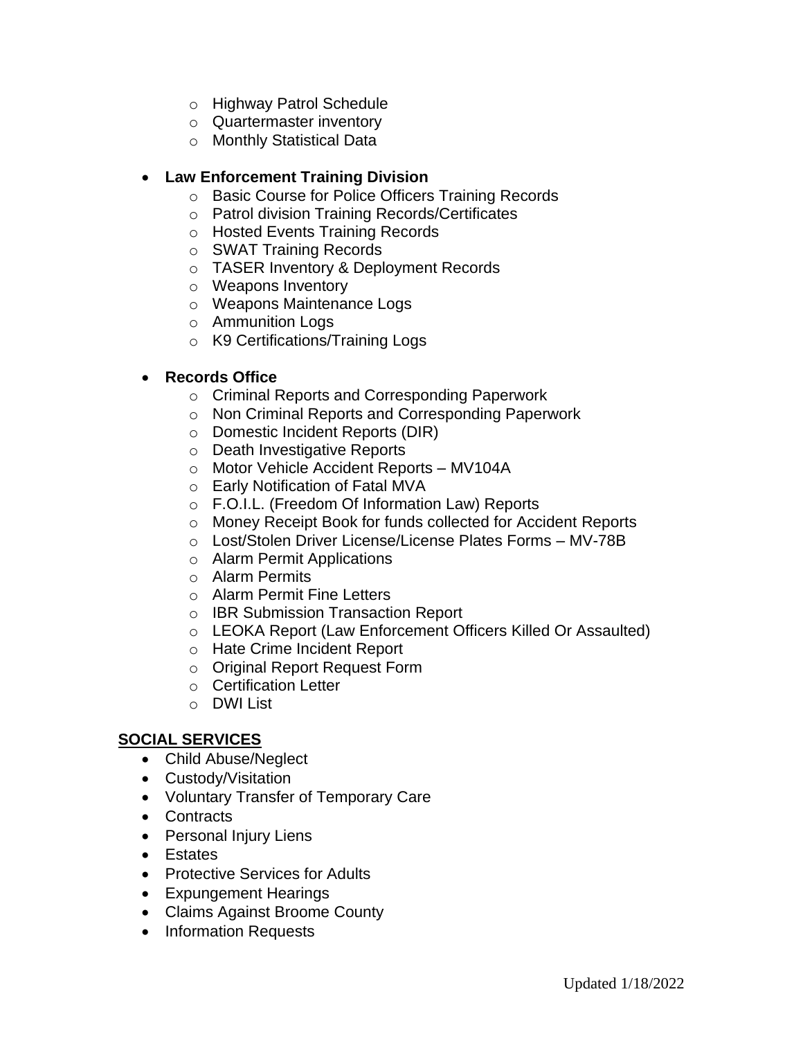- Highway Patrol Schedule
  - Quartermaster inventory
  - Monthly Statistical Data

- **Law Enforcement Training Division**
  - Basic Course for Police Officers Training Records
  - Patrol division Training Records/Certificates
  - Hosted Events Training Records
  - SWAT Training Records
  - TASER Inventory & Deployment Records
  - Weapons Inventory
  - Weapons Maintenance Logs
  - Ammunition Logs
  - K9 Certifications/Training Logs

- **Records Office**
  - Criminal Reports and Corresponding Paperwork
  - Non Criminal Reports and Corresponding Paperwork
  - Domestic Incident Reports (DIR)
  - Death Investigative Reports
  - Motor Vehicle Accident Reports – MV104A
  - Early Notification of Fatal MVA
  - F.O.I.L. (Freedom Of Information Law) Reports
  - Money Receipt Book for funds collected for Accident Reports
  - Lost/Stolen Driver License/License Plates Forms – MV-78B
  - Alarm Permit Applications
  - Alarm Permits
  - Alarm Permit Fine Letters
  - IBR Submission Transaction Report
  - LEOKA Report (Law Enforcement Officers Killed Or Assaulted)
  - Hate Crime Incident Report
  - Original Report Request Form
  - Certification Letter
  - DWI List

**<u>SOCIAL SERVICES</u>**

- Child Abuse/Neglect
- Custody/Visitation
- Voluntary Transfer of Temporary Care
- Contracts
- Personal Injury Liens
- Estates
- Protective Services for Adults
- Expungement Hearings
- Claims Against Broome County
- Information Requests

Updated 1/18/2022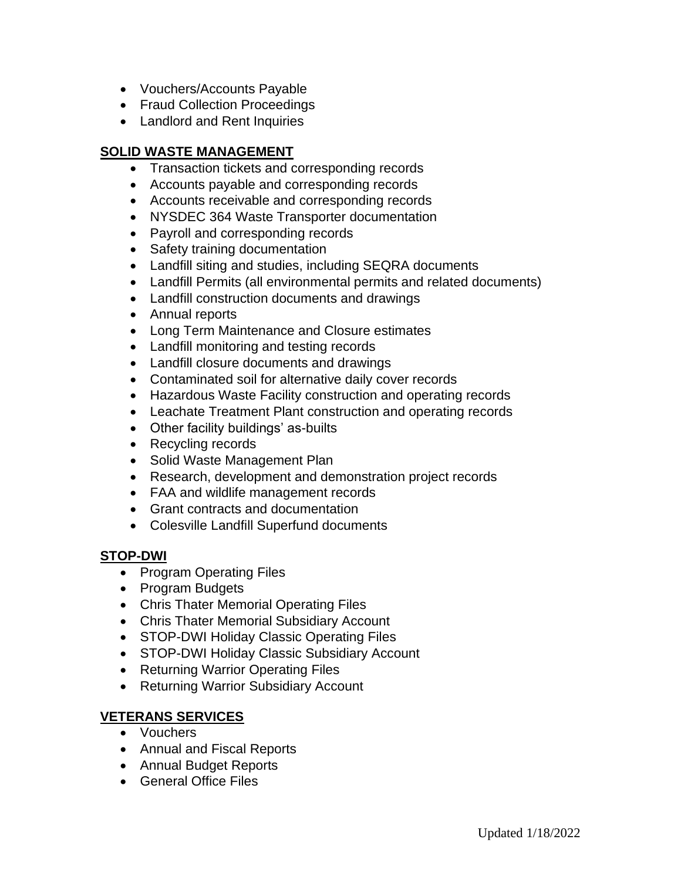- Vouchers/Accounts Payable
- Fraud Collection Proceedings
- Landlord and Rent Inquiries

**SOLID WASTE MANAGEMENT**

- Transaction tickets and corresponding records
- Accounts payable and corresponding records
- Accounts receivable and corresponding records
- NYSDEC 364 Waste Transporter documentation
- Payroll and corresponding records
- Safety training documentation
- Landfill siting and studies, including SEQRA documents
- Landfill Permits (all environmental permits and related documents)
- Landfill construction documents and drawings
- Annual reports
- Long Term Maintenance and Closure estimates
- Landfill monitoring and testing records
- Landfill closure documents and drawings
- Contaminated soil for alternative daily cover records
- Hazardous Waste Facility construction and operating records
- Leachate Treatment Plant construction and operating records
- Other facility buildings' as-builts
- Recycling records
- Solid Waste Management Plan
- Research, development and demonstration project records
- FAA and wildlife management records
- Grant contracts and documentation
- Colesville Landfill Superfund documents

**STOP-DWI**

- Program Operating Files
- Program Budgets
- Chris Thater Memorial Operating Files
- Chris Thater Memorial Subsidiary Account
- STOP-DWI Holiday Classic Operating Files
- STOP-DWI Holiday Classic Subsidiary Account
- Returning Warrior Operating Files
- Returning Warrior Subsidiary Account

**VETERANS SERVICES**

- Vouchers
- Annual and Fiscal Reports
- Annual Budget Reports
- General Office Files

Updated 1/18/2022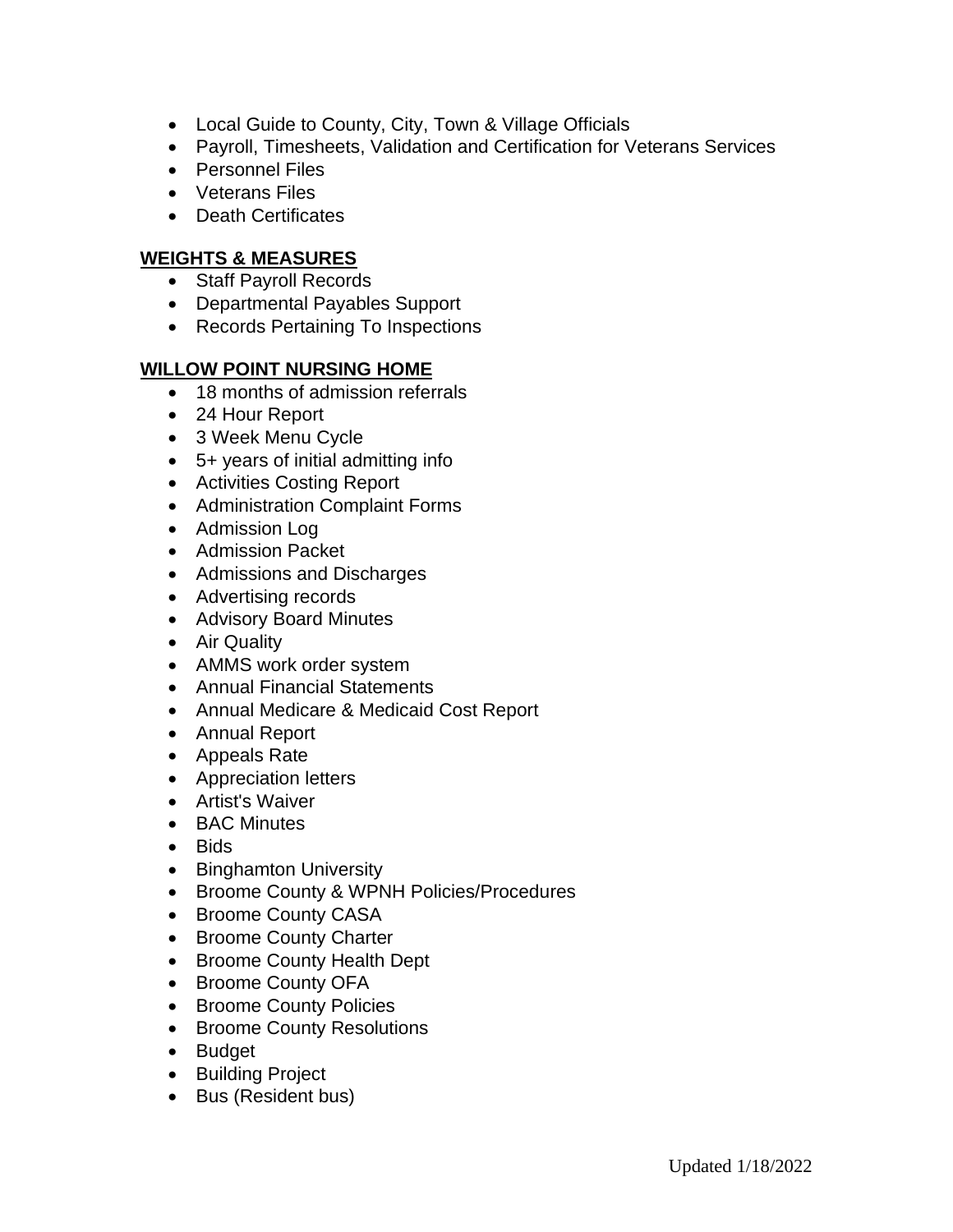- Local Guide to County, City, Town & Village Officials
- Payroll, Timesheets, Validation and Certification for Veterans Services
- Personnel Files
- Veterans Files
- Death Certificates

## WEIGHTS & MEASURES

- Staff Payroll Records
- Departmental Payables Support
- Records Pertaining To Inspections

## WILLOW POINT NURSING HOME

- 18 months of admission referrals
- 24 Hour Report
- 3 Week Menu Cycle
- 5+ years of initial admitting info
- Activities Costing Report
- Administration Complaint Forms
- Admission Log
- Admission Packet
- Admissions and Discharges
- Advertising records
- Advisory Board Minutes
- Air Quality
- AMMS work order system
- Annual Financial Statements
- Annual Medicare & Medicaid Cost Report
- Annual Report
- Appeals Rate
- Appreciation letters
- Artist's Waiver
- BAC Minutes
- Bids
- Binghamton University
- Broome County & WPNH Policies/Procedures
- Broome County CASA
- Broome County Charter
- Broome County Health Dept
- Broome County OFA
- Broome County Policies
- Broome County Resolutions
- Budget
- Building Project
- Bus (Resident bus)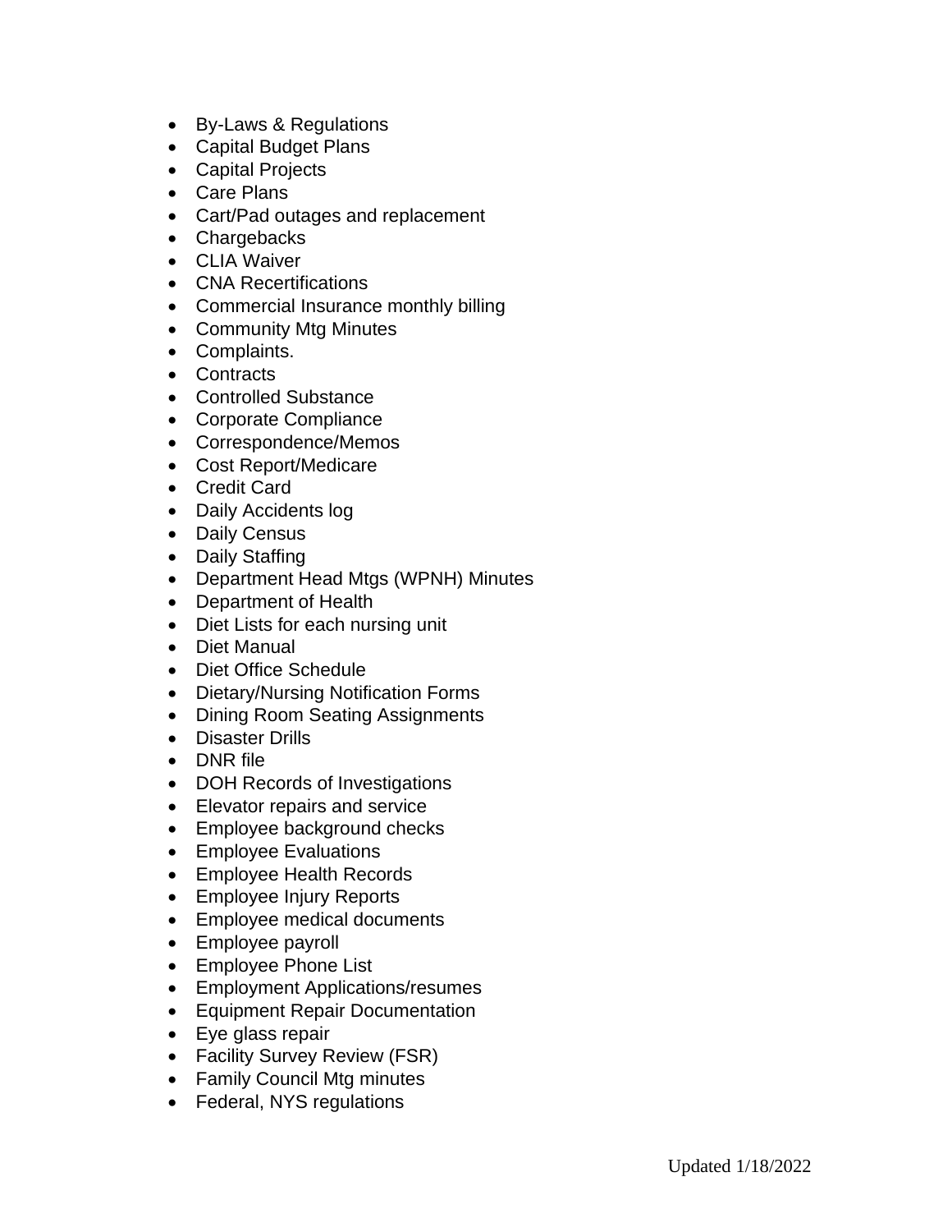- By-Laws & Regulations
- Capital Budget Plans
- Capital Projects
- Care Plans
- Cart/Pad outages and replacement
- Chargebacks
- CLIA Waiver
- CNA Recertifications
- Commercial Insurance monthly billing
- Community Mtg Minutes
- Complaints.
- Contracts
- Controlled Substance
- Corporate Compliance
- Correspondence/Memos
- Cost Report/Medicare
- Credit Card
- Daily Accidents log
- Daily Census
- Daily Staffing
- Department Head Mtgs (WPNH) Minutes
- Department of Health
- Diet Lists for each nursing unit
- Diet Manual
- Diet Office Schedule
- Dietary/Nursing Notification Forms
- Dining Room Seating Assignments
- Disaster Drills
- DNR file
- DOH Records of Investigations
- Elevator repairs and service
- Employee background checks
- Employee Evaluations
- Employee Health Records
- Employee Injury Reports
- Employee medical documents
- Employee payroll
- Employee Phone List
- Employment Applications/resumes
- Equipment Repair Documentation
- Eye glass repair
- Facility Survey Review (FSR)
- Family Council Mtg minutes
- Federal, NYS regulations

Updated 1/18/2022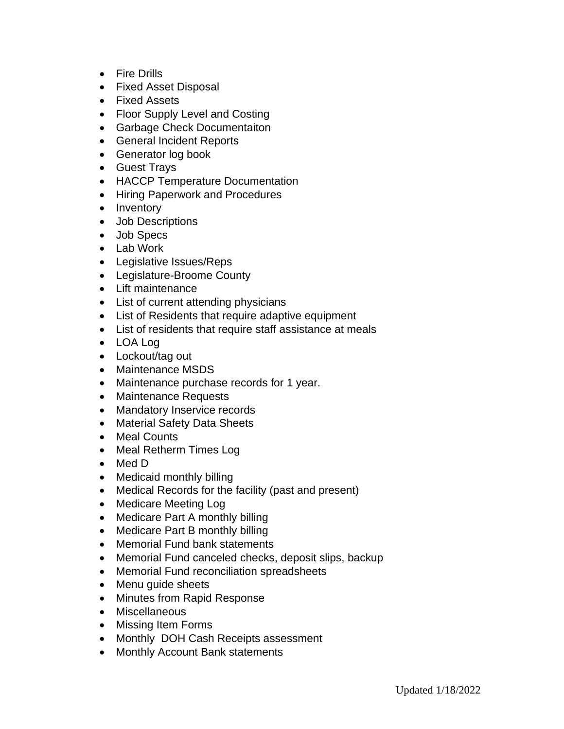- Fire Drills
- Fixed Asset Disposal
- Fixed Assets
- Floor Supply Level and Costing
- Garbage Check Documentaiton
- General Incident Reports
- Generator log book
- Guest Trays
- HACCP Temperature Documentation
- Hiring Paperwork and Procedures
- Inventory
- Job Descriptions
- Job Specs
- Lab Work
- Legislative Issues/Reps
- Legislature-Broome County
- Lift maintenance
- List of current attending physicians
- List of Residents that require adaptive equipment
- List of residents that require staff assistance at meals
- LOA Log
- Lockout/tag out
- Maintenance MSDS
- Maintenance purchase records for 1 year.
- Maintenance Requests
- Mandatory Inservice records
- Material Safety Data Sheets
- Meal Counts
- Meal Retherm Times Log
- Med D
- Medicaid monthly billing
- Medical Records for the facility (past and present)
- Medicare Meeting Log
- Medicare Part A monthly billing
- Medicare Part B monthly billing
- Memorial Fund bank statements
- Memorial Fund canceled checks, deposit slips, backup
- Memorial Fund reconciliation spreadsheets
- Menu guide sheets
- Minutes from Rapid Response
- Miscellaneous
- Missing Item Forms
- Monthly DOH Cash Receipts assessment
- Monthly Account Bank statements

Updated 1/18/2022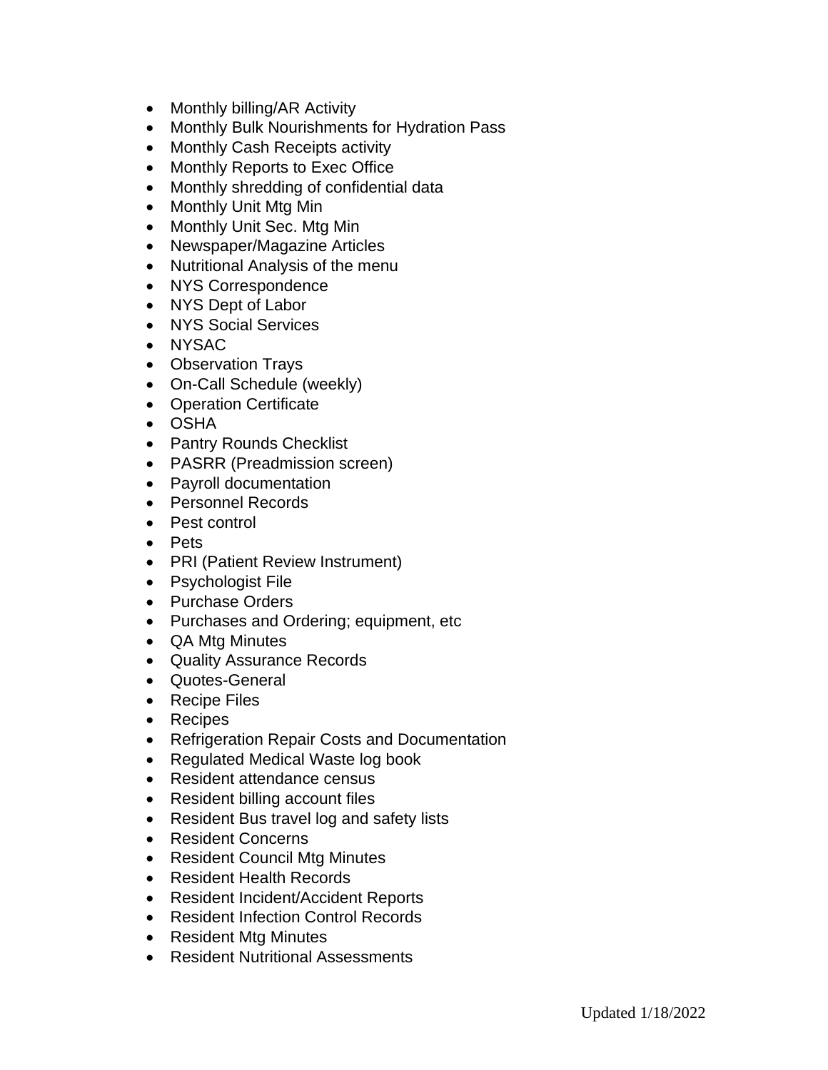- Monthly billing/AR Activity
- Monthly Bulk Nourishments for Hydration Pass
- Monthly Cash Receipts activity
- Monthly Reports to Exec Office
- Monthly shredding of confidential data
- Monthly Unit Mtg Min
- Monthly Unit Sec. Mtg Min
- Newspaper/Magazine Articles
- Nutritional Analysis of the menu
- NYS Correspondence
- NYS Dept of Labor
- NYS Social Services
- NYSAC
- Observation Trays
- On-Call Schedule (weekly)
- Operation Certificate
- OSHA
- Pantry Rounds Checklist
- PASRR (Preadmission screen)
- Payroll documentation
- Personnel Records
- Pest control
- Pets
- PRI (Patient Review Instrument)
- Psychologist File
- Purchase Orders
- Purchases and Ordering; equipment, etc
- QA Mtg Minutes
- Quality Assurance Records
- Quotes-General
- Recipe Files
- Recipes
- Refrigeration Repair Costs and Documentation
- Regulated Medical Waste log book
- Resident attendance census
- Resident billing account files
- Resident Bus travel log and safety lists
- Resident Concerns
- Resident Council Mtg Minutes
- Resident Health Records
- Resident Incident/Accident Reports
- Resident Infection Control Records
- Resident Mtg Minutes
- Resident Nutritional Assessments

Updated 1/18/2022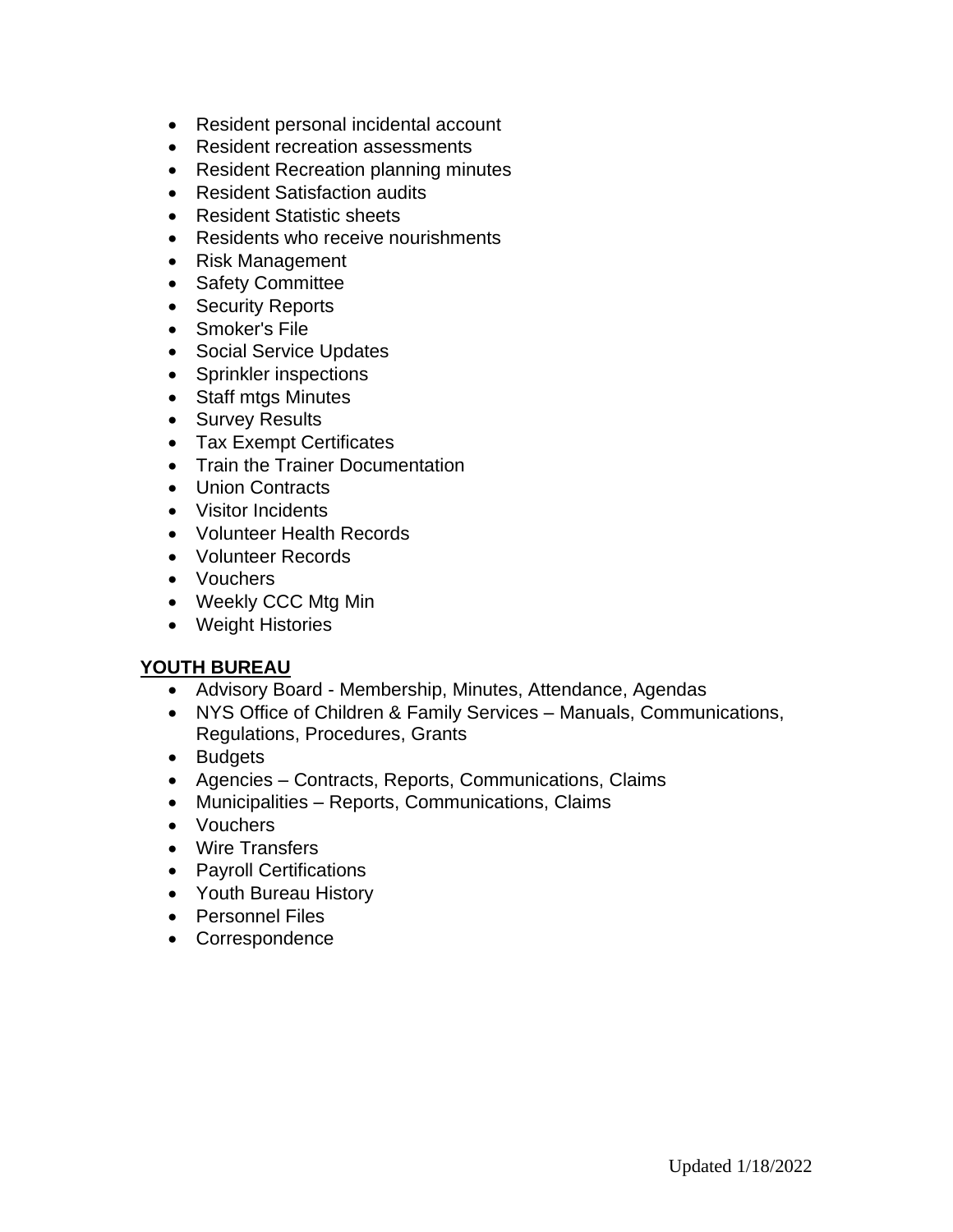- Resident personal incidental account
- Resident recreation assessments
- Resident Recreation planning minutes
- Resident Satisfaction audits
- Resident Statistic sheets
- Residents who receive nourishments
- Risk Management
- Safety Committee
- Security Reports
- Smoker's File
- Social Service Updates
- Sprinkler inspections
- Staff mtgs Minutes
- Survey Results
- Tax Exempt Certificates
- Train the Trainer Documentation
- Union Contracts
- Visitor Incidents
- Volunteer Health Records
- Volunteer Records
- Vouchers
- Weekly CCC Mtg Min
- Weight Histories

**YOUTH BUREAU**

- Advisory Board - Membership, Minutes, Attendance, Agendas
- NYS Office of Children & Family Services – Manuals, Communications, Regulations, Procedures, Grants
- Budgets
- Agencies – Contracts, Reports, Communications, Claims
- Municipalities – Reports, Communications, Claims
- Vouchers
- Wire Transfers
- Payroll Certifications
- Youth Bureau History
- Personnel Files
- Correspondence

Updated 1/18/2022